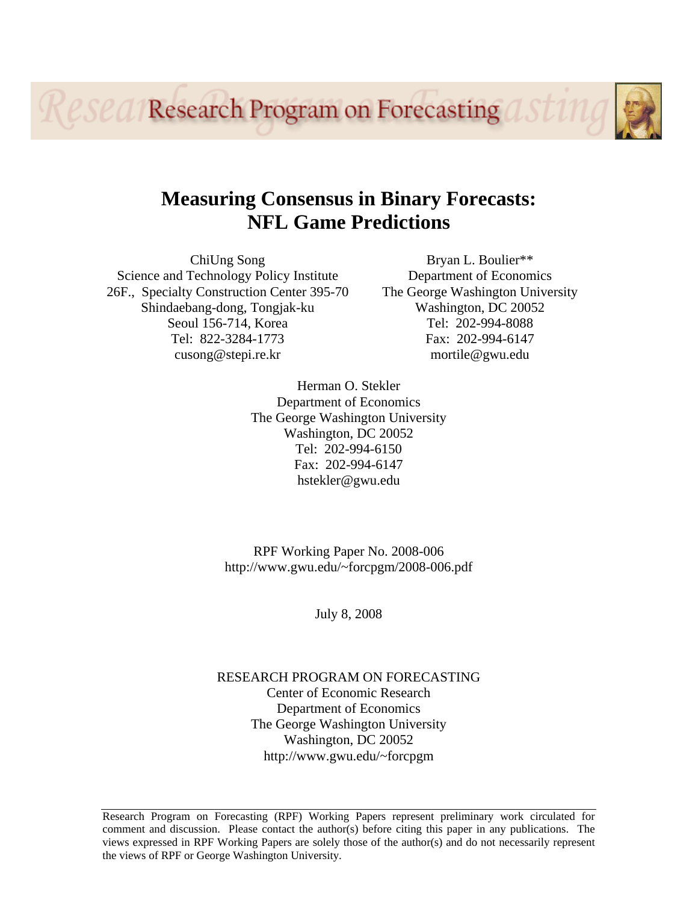Research Program on Forecasting

# Measuring Consensus in Binary Forecasts: NFL Game Predictions

ChiUng Song
Science and Technology Policy Institute
26F., Specialty Construction Center 395-70
Shindaebang-dong, Tongjak-ku
Seoul 156-714, Korea
Tel: 822-3284-1773
cusong@stepi.re.kr

Bryan L. Boulier**
Department of Economics
The George Washington University
Washington, DC 20052
Tel: 202-994-8088
Fax: 202-994-6147
mortile@gwu.edu

Herman O. Stekler
Department of Economics
The George Washington University
Washington, DC 20052
Tel: 202-994-6150
Fax: 202-994-6147
hstekler@gwu.edu

RPF Working Paper No. 2008-006
http://www.gwu.edu/~forcpgm/2008-006.pdf

July 8, 2008

RESEARCH PROGRAM ON FORECASTING
Center of Economic Research
Department of Economics
The George Washington University
Washington, DC 20052
http://www.gwu.edu/~forcpgm

Research Program on Forecasting (RPF) Working Papers represent preliminary work circulated for comment and discussion. Please contact the author(s) before citing this paper in any publications. The views expressed in RPF Working Papers are solely those of the author(s) and do not necessarily represent the views of RPF or George Washington University.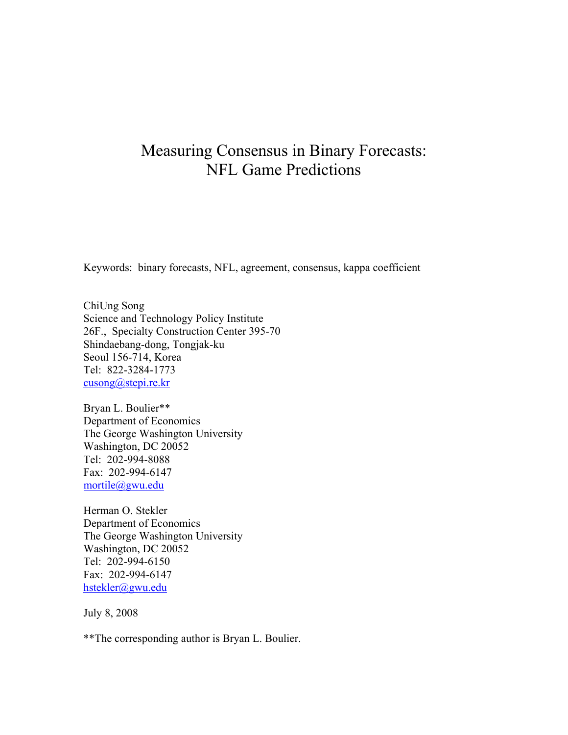# Measuring Consensus in Binary Forecasts: NFL Game Predictions

Keywords: binary forecasts, NFL, agreement, consensus, kappa coefficient

ChiUng Song  
Science and Technology Policy Institute  
26F., Specialty Construction Center 395-70  
Shindaebang-dong, Tongjak-ku  
Seoul 156-714, Korea  
Tel: 822-3284-1773  
cusong@stepi.re.kr

Bryan L. Boulier**  
Department of Economics  
The George Washington University  
Washington, DC 20052  
Tel: 202-994-8088  
Fax: 202-994-6147  
mortile@gwu.edu

Herman O. Stekler  
Department of Economics  
The George Washington University  
Washington, DC 20052  
Tel: 202-994-6150  
Fax: 202-994-6147  
hstekler@gwu.edu

July 8, 2008

**The corresponding author is Bryan L. Boulier.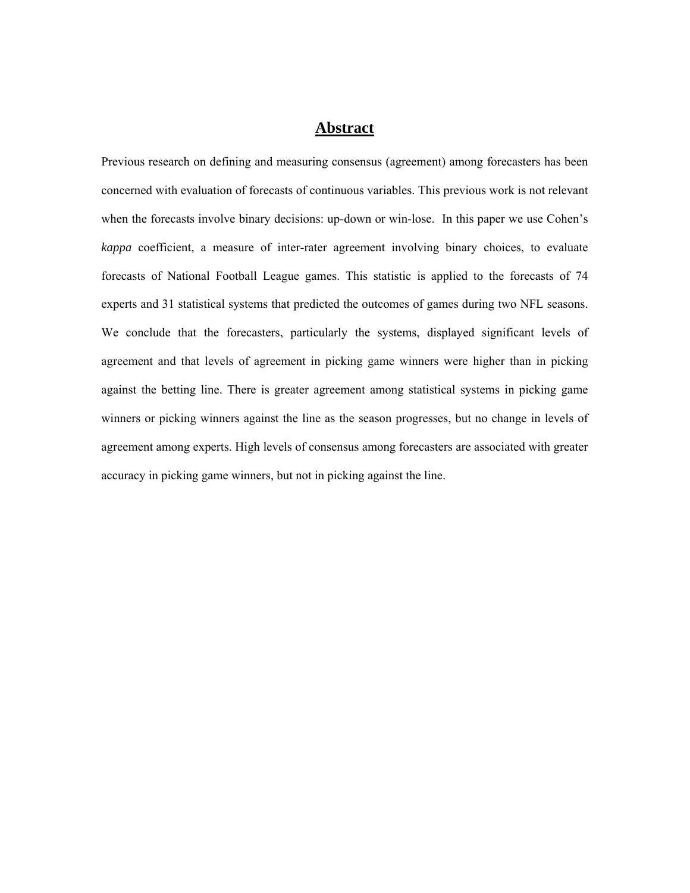# Abstract

Previous research on defining and measuring consensus (agreement) among forecasters has been concerned with evaluation of forecasts of continuous variables. This previous work is not relevant when the forecasts involve binary decisions: up-down or win-lose. In this paper we use Cohen's *kappa* coefficient, a measure of inter-rater agreement involving binary choices, to evaluate forecasts of National Football League games. This statistic is applied to the forecasts of 74 experts and 31 statistical systems that predicted the outcomes of games during two NFL seasons. We conclude that the forecasters, particularly the systems, displayed significant levels of agreement and that levels of agreement in picking game winners were higher than in picking against the betting line. There is greater agreement among statistical systems in picking game winners or picking winners against the line as the season progresses, but no change in levels of agreement among experts. High levels of consensus among forecasters are associated with greater accuracy in picking game winners, but not in picking against the line.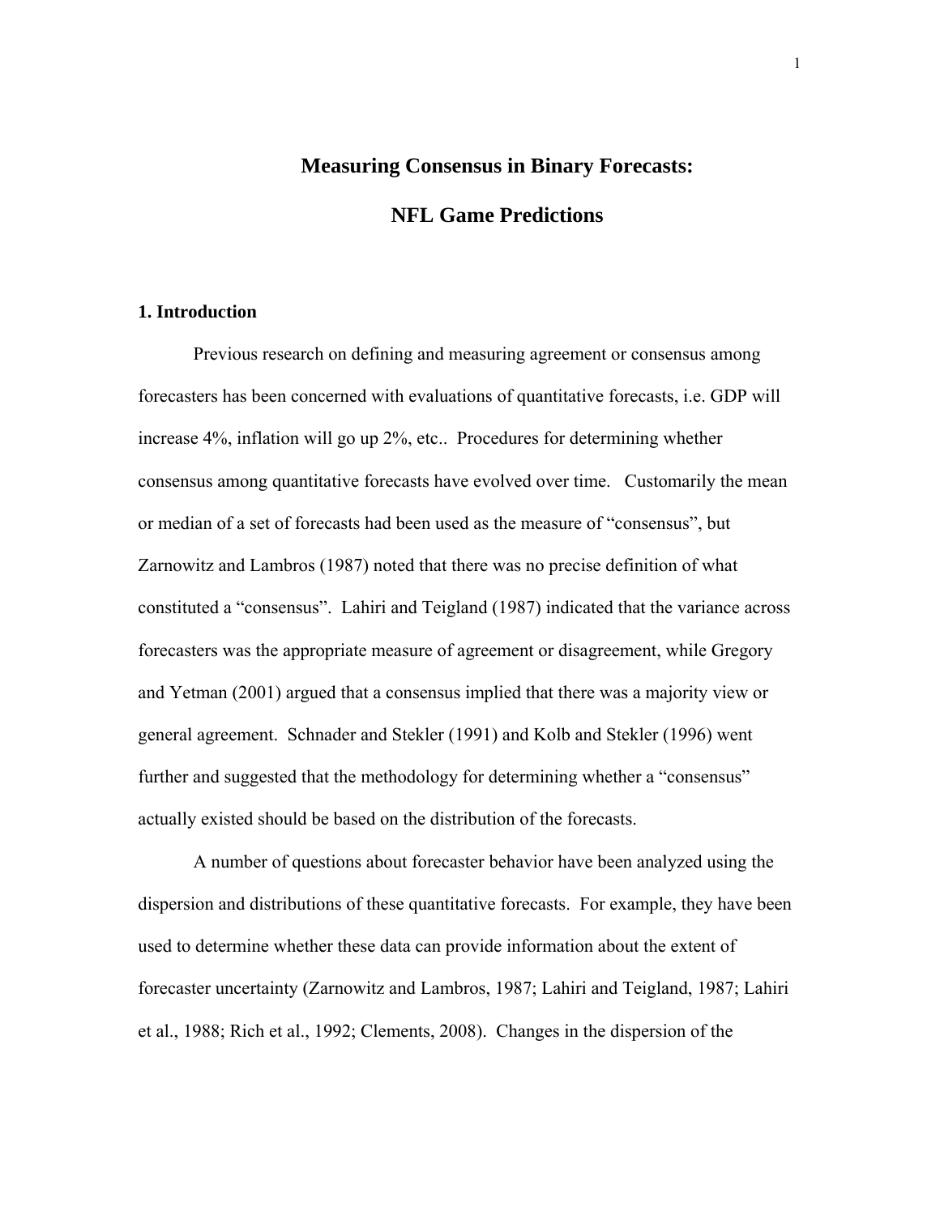# Measuring Consensus in Binary Forecasts:

# NFL Game Predictions

## 1. Introduction

Previous research on defining and measuring agreement or consensus among forecasters has been concerned with evaluations of quantitative forecasts, i.e. GDP will increase 4%, inflation will go up 2%, etc.. Procedures for determining whether consensus among quantitative forecasts have evolved over time. Customarily the mean or median of a set of forecasts had been used as the measure of "consensus", but Zarnowitz and Lambros (1987) noted that there was no precise definition of what constituted a "consensus". Lahiri and Teigland (1987) indicated that the variance across forecasters was the appropriate measure of agreement or disagreement, while Gregory and Yetman (2001) argued that a consensus implied that there was a majority view or general agreement. Schnader and Stekler (1991) and Kolb and Stekler (1996) went further and suggested that the methodology for determining whether a "consensus" actually existed should be based on the distribution of the forecasts.

A number of questions about forecaster behavior have been analyzed using the dispersion and distributions of these quantitative forecasts. For example, they have been used to determine whether these data can provide information about the extent of forecaster uncertainty (Zarnowitz and Lambros, 1987; Lahiri and Teigland, 1987; Lahiri et al., 1988; Rich et al., 1992; Clements, 2008). Changes in the dispersion of the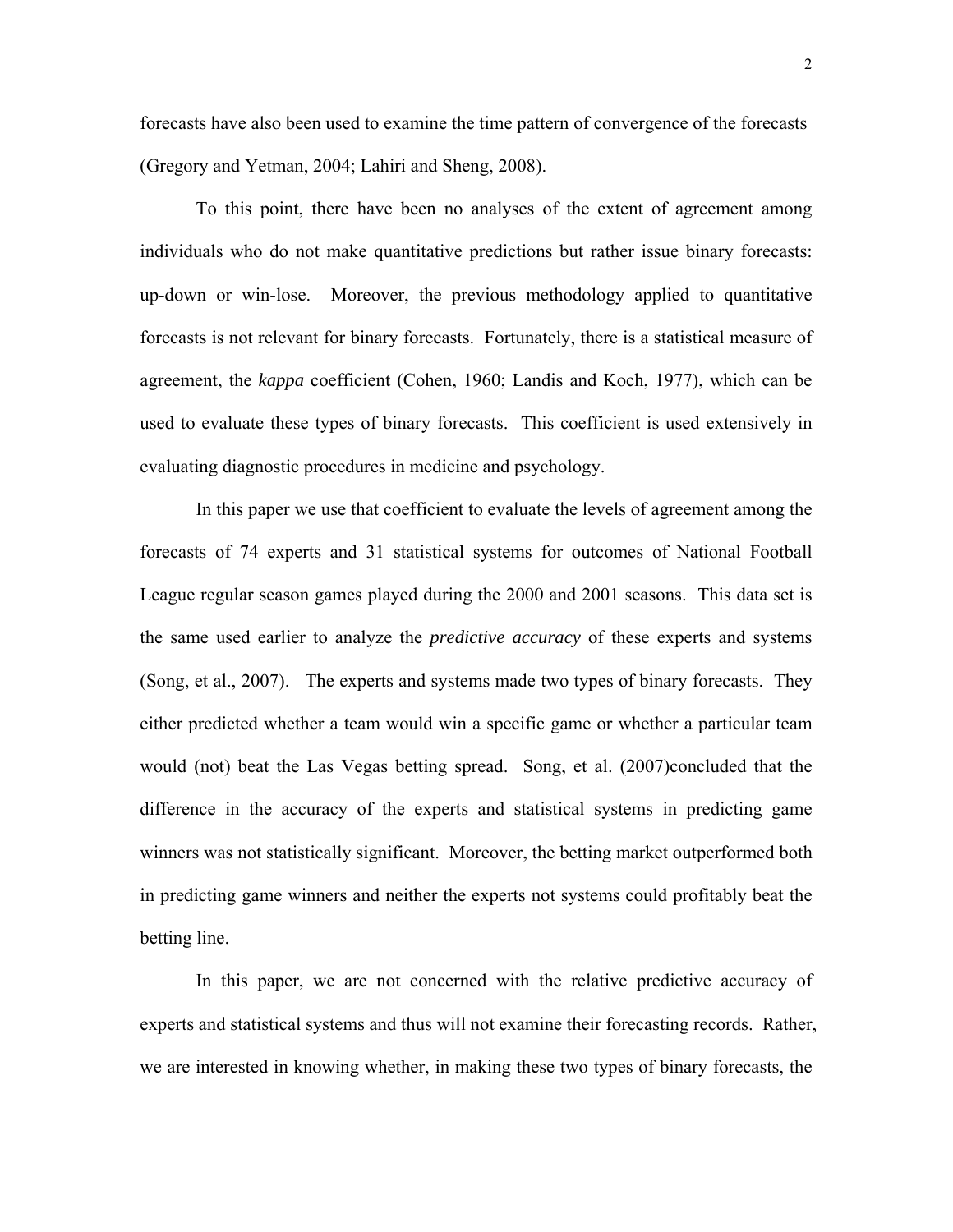forecasts have also been used to examine the time pattern of convergence of the forecasts (Gregory and Yetman, 2004; Lahiri and Sheng, 2008).

To this point, there have been no analyses of the extent of agreement among individuals who do not make quantitative predictions but rather issue binary forecasts: up-down or win-lose. Moreover, the previous methodology applied to quantitative forecasts is not relevant for binary forecasts. Fortunately, there is a statistical measure of agreement, the *kappa* coefficient (Cohen, 1960; Landis and Koch, 1977), which can be used to evaluate these types of binary forecasts. This coefficient is used extensively in evaluating diagnostic procedures in medicine and psychology.

In this paper we use that coefficient to evaluate the levels of agreement among the forecasts of 74 experts and 31 statistical systems for outcomes of National Football League regular season games played during the 2000 and 2001 seasons. This data set is the same used earlier to analyze the *predictive accuracy* of these experts and systems (Song, et al., 2007). The experts and systems made two types of binary forecasts. They either predicted whether a team would win a specific game or whether a particular team would (not) beat the Las Vegas betting spread. Song, et al. (2007)concluded that the difference in the accuracy of the experts and statistical systems in predicting game winners was not statistically significant. Moreover, the betting market outperformed both in predicting game winners and neither the experts not systems could profitably beat the betting line.

In this paper, we are not concerned with the relative predictive accuracy of experts and statistical systems and thus will not examine their forecasting records. Rather, we are interested in knowing whether, in making these two types of binary forecasts, the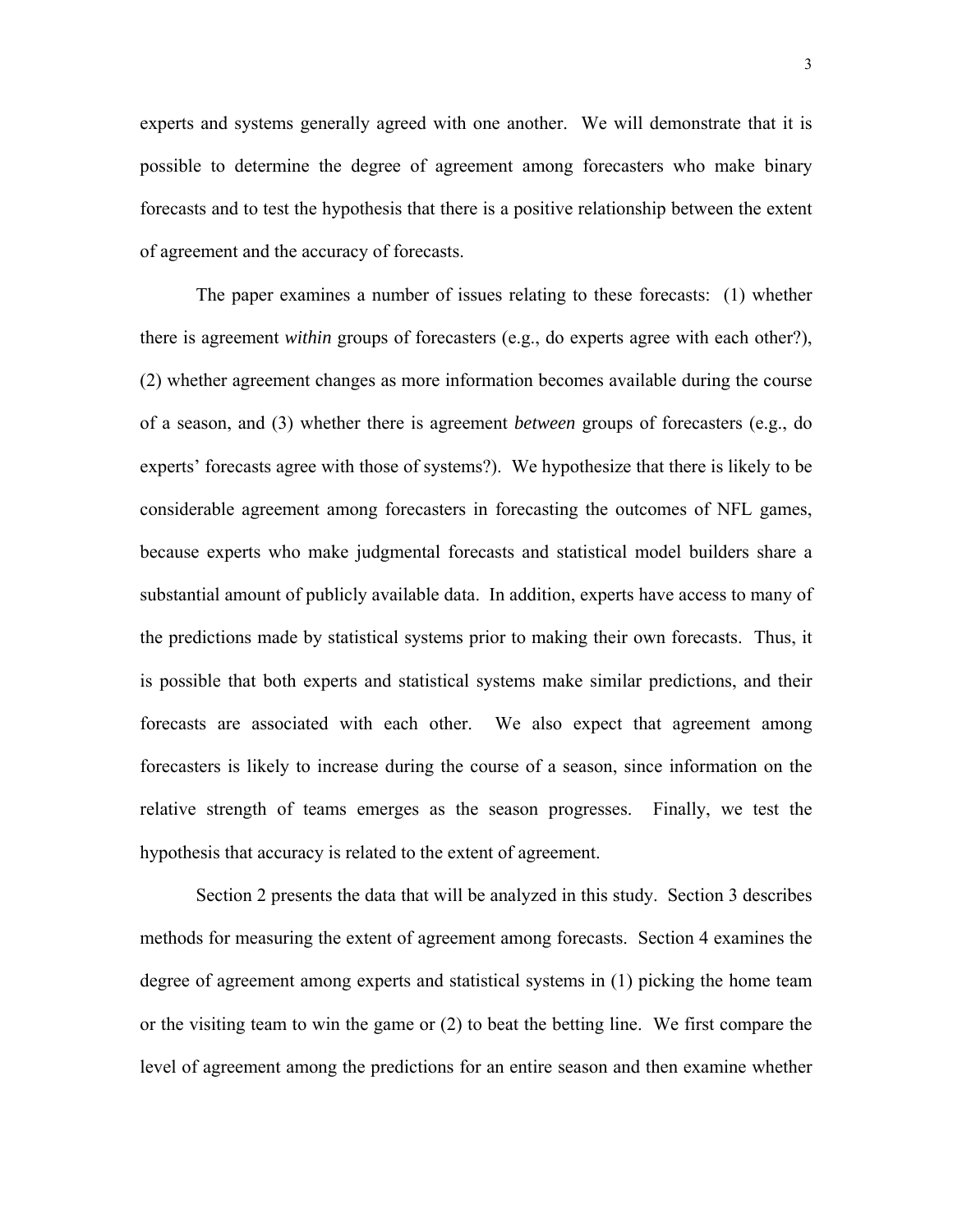experts and systems generally agreed with one another. We will demonstrate that it is possible to determine the degree of agreement among forecasters who make binary forecasts and to test the hypothesis that there is a positive relationship between the extent of agreement and the accuracy of forecasts.

The paper examines a number of issues relating to these forecasts: (1) whether there is agreement *within* groups of forecasters (e.g., do experts agree with each other?), (2) whether agreement changes as more information becomes available during the course of a season, and (3) whether there is agreement *between* groups of forecasters (e.g., do experts' forecasts agree with those of systems?). We hypothesize that there is likely to be considerable agreement among forecasters in forecasting the outcomes of NFL games, because experts who make judgmental forecasts and statistical model builders share a substantial amount of publicly available data. In addition, experts have access to many of the predictions made by statistical systems prior to making their own forecasts. Thus, it is possible that both experts and statistical systems make similar predictions, and their forecasts are associated with each other. We also expect that agreement among forecasters is likely to increase during the course of a season, since information on the relative strength of teams emerges as the season progresses. Finally, we test the hypothesis that accuracy is related to the extent of agreement.

Section 2 presents the data that will be analyzed in this study. Section 3 describes methods for measuring the extent of agreement among forecasts. Section 4 examines the degree of agreement among experts and statistical systems in (1) picking the home team or the visiting team to win the game or (2) to beat the betting line. We first compare the level of agreement among the predictions for an entire season and then examine whether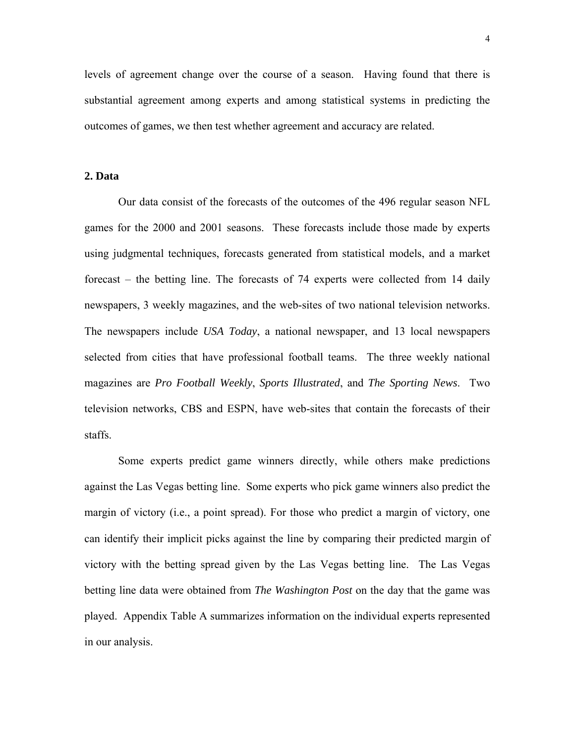levels of agreement change over the course of a season. Having found that there is substantial agreement among experts and among statistical systems in predicting the outcomes of games, we then test whether agreement and accuracy are related.

## 2. Data

Our data consist of the forecasts of the outcomes of the 496 regular season NFL games for the 2000 and 2001 seasons. These forecasts include those made by experts using judgmental techniques, forecasts generated from statistical models, and a market forecast – the betting line. The forecasts of 74 experts were collected from 14 daily newspapers, 3 weekly magazines, and the web-sites of two national television networks. The newspapers include *USA Today*, a national newspaper, and 13 local newspapers selected from cities that have professional football teams. The three weekly national magazines are *Pro Football Weekly*, *Sports Illustrated*, and *The Sporting News*. Two television networks, CBS and ESPN, have web-sites that contain the forecasts of their staffs.

Some experts predict game winners directly, while others make predictions against the Las Vegas betting line. Some experts who pick game winners also predict the margin of victory (i.e., a point spread). For those who predict a margin of victory, one can identify their implicit picks against the line by comparing their predicted margin of victory with the betting spread given by the Las Vegas betting line. The Las Vegas betting line data were obtained from *The Washington Post* on the day that the game was played. Appendix Table A summarizes information on the individual experts represented in our analysis.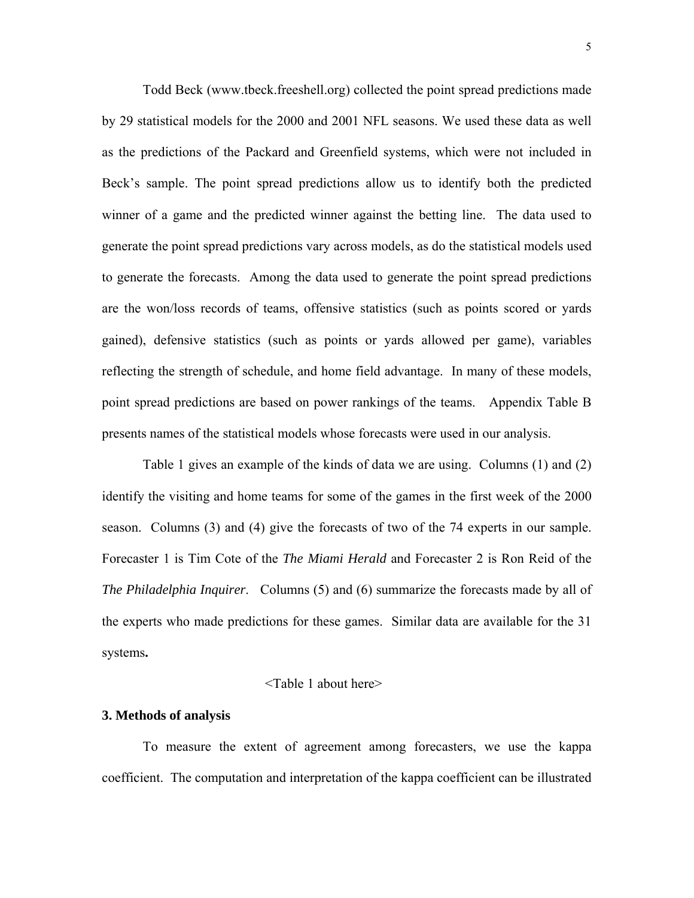Todd Beck (www.tbeck.freeshell.org) collected the point spread predictions made by 29 statistical models for the 2000 and 2001 NFL seasons. We used these data as well as the predictions of the Packard and Greenfield systems, which were not included in Beck's sample. The point spread predictions allow us to identify both the predicted winner of a game and the predicted winner against the betting line. The data used to generate the point spread predictions vary across models, as do the statistical models used to generate the forecasts. Among the data used to generate the point spread predictions are the won/loss records of teams, offensive statistics (such as points scored or yards gained), defensive statistics (such as points or yards allowed per game), variables reflecting the strength of schedule, and home field advantage. In many of these models, point spread predictions are based on power rankings of the teams. Appendix Table B presents names of the statistical models whose forecasts were used in our analysis.

Table 1 gives an example of the kinds of data we are using. Columns (1) and (2) identify the visiting and home teams for some of the games in the first week of the 2000 season. Columns (3) and (4) give the forecasts of two of the 74 experts in our sample. Forecaster 1 is Tim Cote of the *The Miami Herald* and Forecaster 2 is Ron Reid of the *The Philadelphia Inquirer*. Columns (5) and (6) summarize the forecasts made by all of the experts who made predictions for these games. Similar data are available for the 31 systems**.**

<Table 1 about here>

**3. Methods of analysis**

To measure the extent of agreement among forecasters, we use the kappa coefficient. The computation and interpretation of the kappa coefficient can be illustrated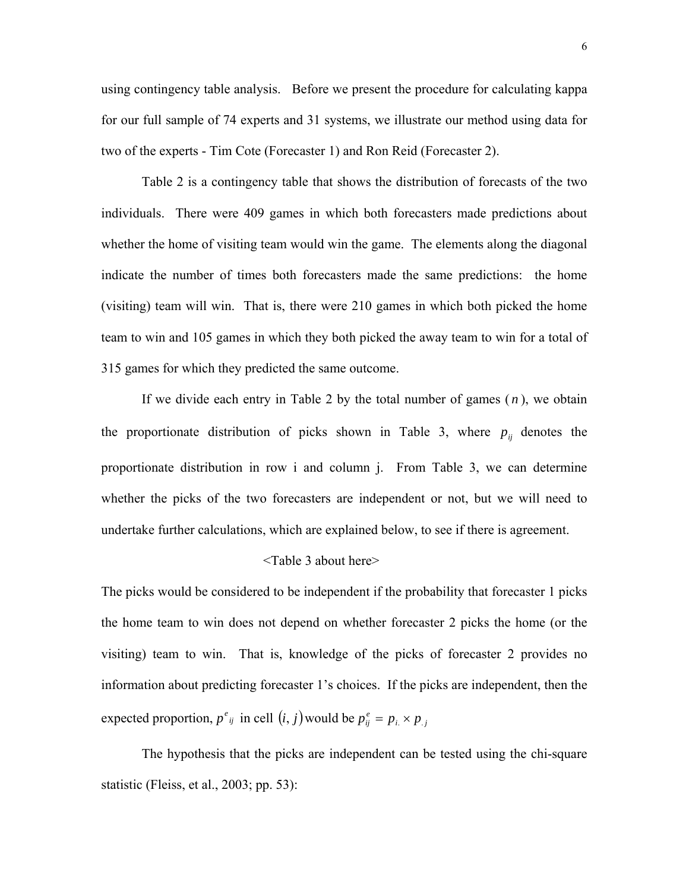using contingency table analysis. Before we present the procedure for calculating kappa for our full sample of 74 experts and 31 systems, we illustrate our method using data for two of the experts - Tim Cote (Forecaster 1) and Ron Reid (Forecaster 2).

Table 2 is a contingency table that shows the distribution of forecasts of the two individuals. There were 409 games in which both forecasters made predictions about whether the home of visiting team would win the game. The elements along the diagonal indicate the number of times both forecasters made the same predictions: the home (visiting) team will win. That is, there were 210 games in which both picked the home team to win and 105 games in which they both picked the away team to win for a total of 315 games for which they predicted the same outcome.

If we divide each entry in Table 2 by the total number of games ($n$), we obtain the proportionate distribution of picks shown in Table 3, where $p_{ij}$ denotes the proportionate distribution in row i and column j. From Table 3, we can determine whether the picks of the two forecasters are independent or not, but we will need to undertake further calculations, which are explained below, to see if there is agreement.

<Table 3 about here>

The picks would be considered to be independent if the probability that forecaster 1 picks the home team to win does not depend on whether forecaster 2 picks the home (or the visiting) team to win. That is, knowledge of the picks of forecaster 2 provides no information about predicting forecaster 1's choices. If the picks are independent, then the expected proportion, $p^{e}_{ij}$ in cell $(i, j)$ would be $p^{e}_{ij} = p_{i.} \times p_{.j}$

The hypothesis that the picks are independent can be tested using the chi-square statistic (Fleiss, et al., 2003; pp. 53):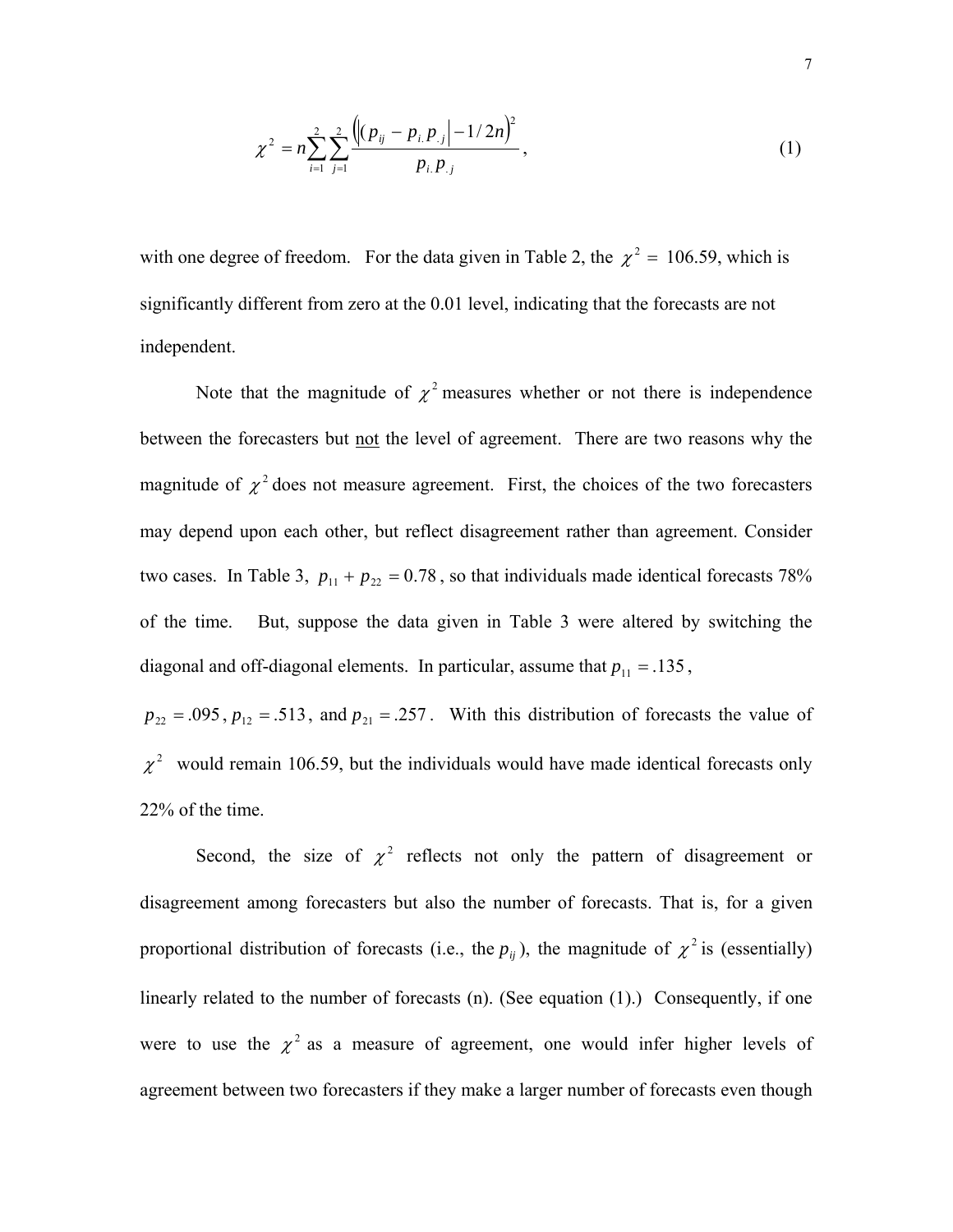$$\chi^2 = n \sum_{i=1}^{2} \sum_{j=1}^{2} \frac{\left(\left|(p_{ij} - p_{i.} p_{.j}\right| - 1/2n\right)^2}{p_{i.} p_{.j}}, \tag{1}$$

with one degree of freedom. For the data given in Table 2, the $\chi^2 = 106.59$, which is significantly different from zero at the 0.01 level, indicating that the forecasts are not independent.

Note that the magnitude of $\chi^2$ measures whether or not there is independence between the forecasters but not the level of agreement. There are two reasons why the magnitude of $\chi^2$ does not measure agreement. First, the choices of the two forecasters may depend upon each other, but reflect disagreement rather than agreement. Consider two cases. In Table 3, $p_{11} + p_{22} = 0.78$, so that individuals made identical forecasts 78% of the time. But, suppose the data given in Table 3 were altered by switching the diagonal and off-diagonal elements. In particular, assume that $p_{11} = .135$, $p_{22} = .095$, $p_{12} = .513$, and $p_{21} = .257$. With this distribution of forecasts the value of $\chi^2$ would remain 106.59, but the individuals would have made identical forecasts only 22% of the time.

Second, the size of $\chi^2$ reflects not only the pattern of disagreement or disagreement among forecasters but also the number of forecasts. That is, for a given proportional distribution of forecasts (i.e., the $p_{ij}$), the magnitude of $\chi^2$ is (essentially) linearly related to the number of forecasts (n). (See equation (1).) Consequently, if one were to use the $\chi^2$ as a measure of agreement, one would infer higher levels of agreement between two forecasters if they make a larger number of forecasts even though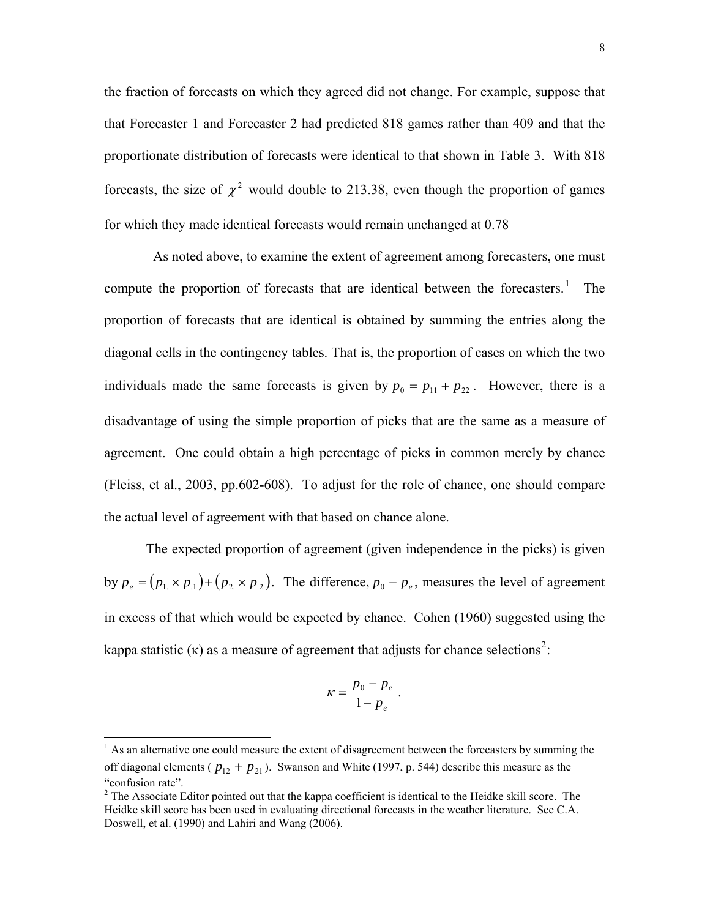the fraction of forecasts on which they agreed did not change. For example, suppose that that Forecaster 1 and Forecaster 2 had predicted 818 games rather than 409 and that the proportionate distribution of forecasts were identical to that shown in Table 3. With 818 forecasts, the size of $\chi^2$ would double to 213.38, even though the proportion of games for which they made identical forecasts would remain unchanged at 0.78

As noted above, to examine the extent of agreement among forecasters, one must compute the proportion of forecasts that are identical between the forecasters.[1] The proportion of forecasts that are identical is obtained by summing the entries along the diagonal cells in the contingency tables. That is, the proportion of cases on which the two individuals made the same forecasts is given by $p_0 = p_{11} + p_{22}$. However, there is a disadvantage of using the simple proportion of picks that are the same as a measure of agreement. One could obtain a high percentage of picks in common merely by chance (Fleiss, et al., 2003, pp.602-608). To adjust for the role of chance, one should compare the actual level of agreement with that based on chance alone.

The expected proportion of agreement (given independence in the picks) is given by $p_e = (p_{1.} \times p_{.1}) + (p_{2.} \times p_{.2})$. The difference, $p_0 - p_e$, measures the level of agreement in excess of that which would be expected by chance. Cohen (1960) suggested using the kappa statistic (κ) as a measure of agreement that adjusts for chance selections[2]:

$$\kappa = \frac{p_0 - p_e}{1 - p_e}.$$

[1] As an alternative one could measure the extent of disagreement between the forecasters by summing the off diagonal elements ( $p_{12} + p_{21}$ ). Swanson and White (1997, p. 544) describe this measure as the "confusion rate".

[2] The Associate Editor pointed out that the kappa coefficient is identical to the Heidke skill score. The Heidke skill score has been used in evaluating directional forecasts in the weather literature. See C.A. Doswell, et al. (1990) and Lahiri and Wang (2006).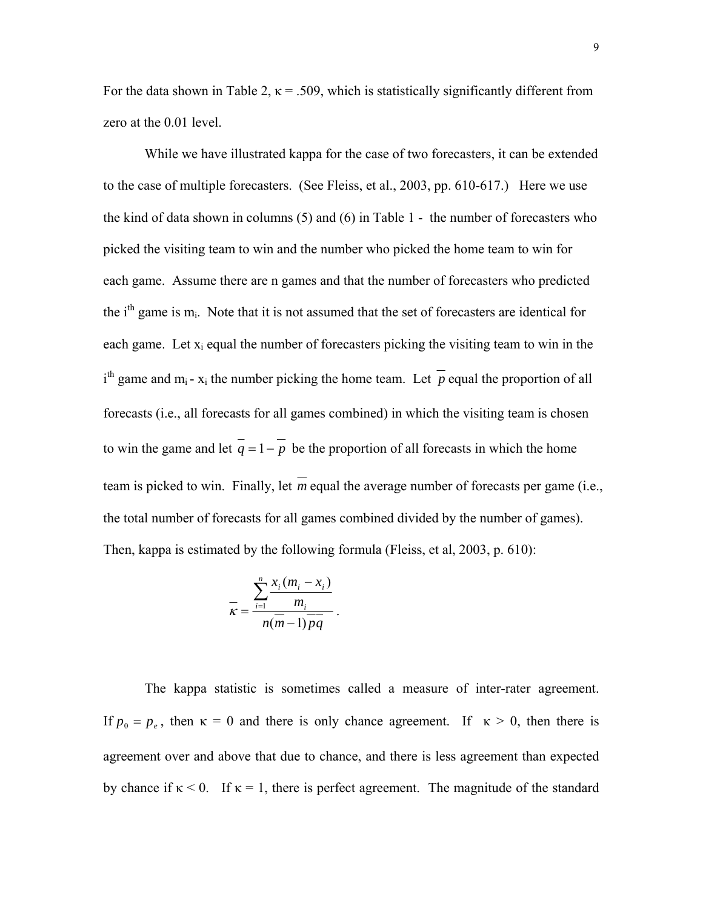For the data shown in Table 2, κ = .509, which is statistically significantly different from zero at the 0.01 level.

While we have illustrated kappa for the case of two forecasters, it can be extended to the case of multiple forecasters. (See Fleiss, et al., 2003, pp. 610-617.) Here we use the kind of data shown in columns (5) and (6) in Table 1 - the number of forecasters who picked the visiting team to win and the number who picked the home team to win for each game. Assume there are n games and that the number of forecasters who predicted the $i^{th}$ game is $m_i$. Note that it is not assumed that the set of forecasters are identical for each game. Let $x_i$ equal the number of forecasters picking the visiting team to win in the $i^{th}$ game and $m_i - x_i$ the number picking the home team. Let $\overline{p}$ equal the proportion of all forecasts (i.e., all forecasts for all games combined) in which the visiting team is chosen to win the game and let $\overline{q} = 1 - \overline{p}$ be the proportion of all forecasts in which the home team is picked to win. Finally, let $\overline{m}$ equal the average number of forecasts per game (i.e., the total number of forecasts for all games combined divided by the number of games). Then, kappa is estimated by the following formula (Fleiss, et al, 2003, p. 610):

$$\overline{\kappa} = \frac{\sum_{i=1}^{n} \frac{x_i(m_i - x_i)}{m_i}}{n(\overline{m} - 1)\overline{p}\overline{q}} .$$

The kappa statistic is sometimes called a measure of inter-rater agreement. If $p_0 = p_e$, then κ = 0 and there is only chance agreement. If κ > 0, then there is agreement over and above that due to chance, and there is less agreement than expected by chance if κ < 0. If κ = 1, there is perfect agreement. The magnitude of the standard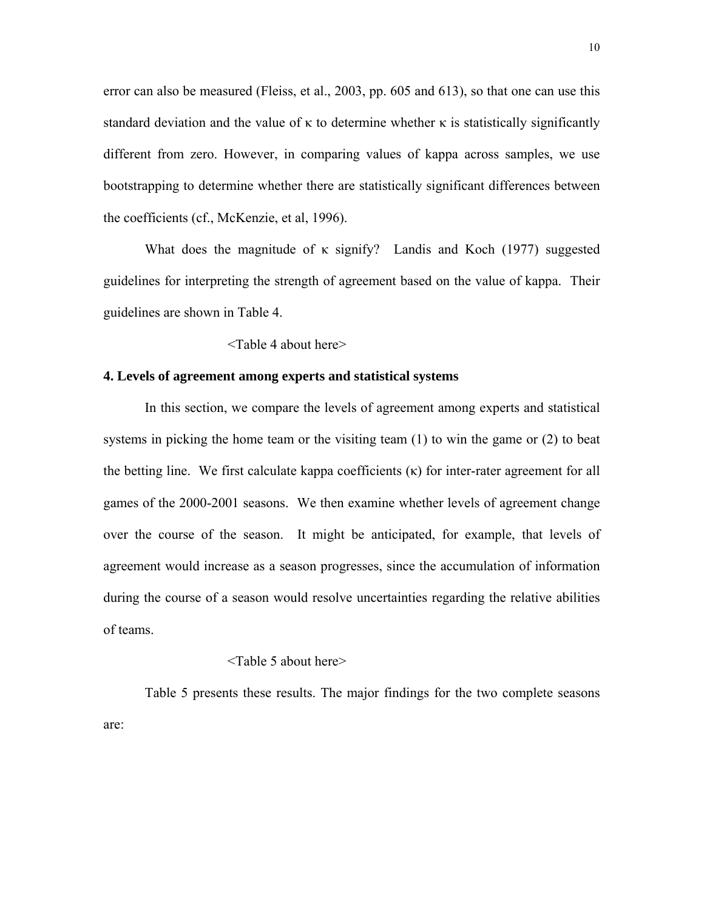error can also be measured (Fleiss, et al., 2003, pp. 605 and 613), so that one can use this standard deviation and the value of $\kappa$ to determine whether $\kappa$ is statistically significantly different from zero. However, in comparing values of kappa across samples, we use bootstrapping to determine whether there are statistically significant differences between the coefficients (cf., McKenzie, et al, 1996).

What does the magnitude of $\kappa$ signify? Landis and Koch (1977) suggested guidelines for interpreting the strength of agreement based on the value of kappa. Their guidelines are shown in Table 4.

<Table 4 about here>

**4. Levels of agreement among experts and statistical systems**

In this section, we compare the levels of agreement among experts and statistical systems in picking the home team or the visiting team (1) to win the game or (2) to beat the betting line. We first calculate kappa coefficients ($\kappa$) for inter-rater agreement for all games of the 2000-2001 seasons. We then examine whether levels of agreement change over the course of the season. It might be anticipated, for example, that levels of agreement would increase as a season progresses, since the accumulation of information during the course of a season would resolve uncertainties regarding the relative abilities of teams.

<Table 5 about here>

Table 5 presents these results. The major findings for the two complete seasons are: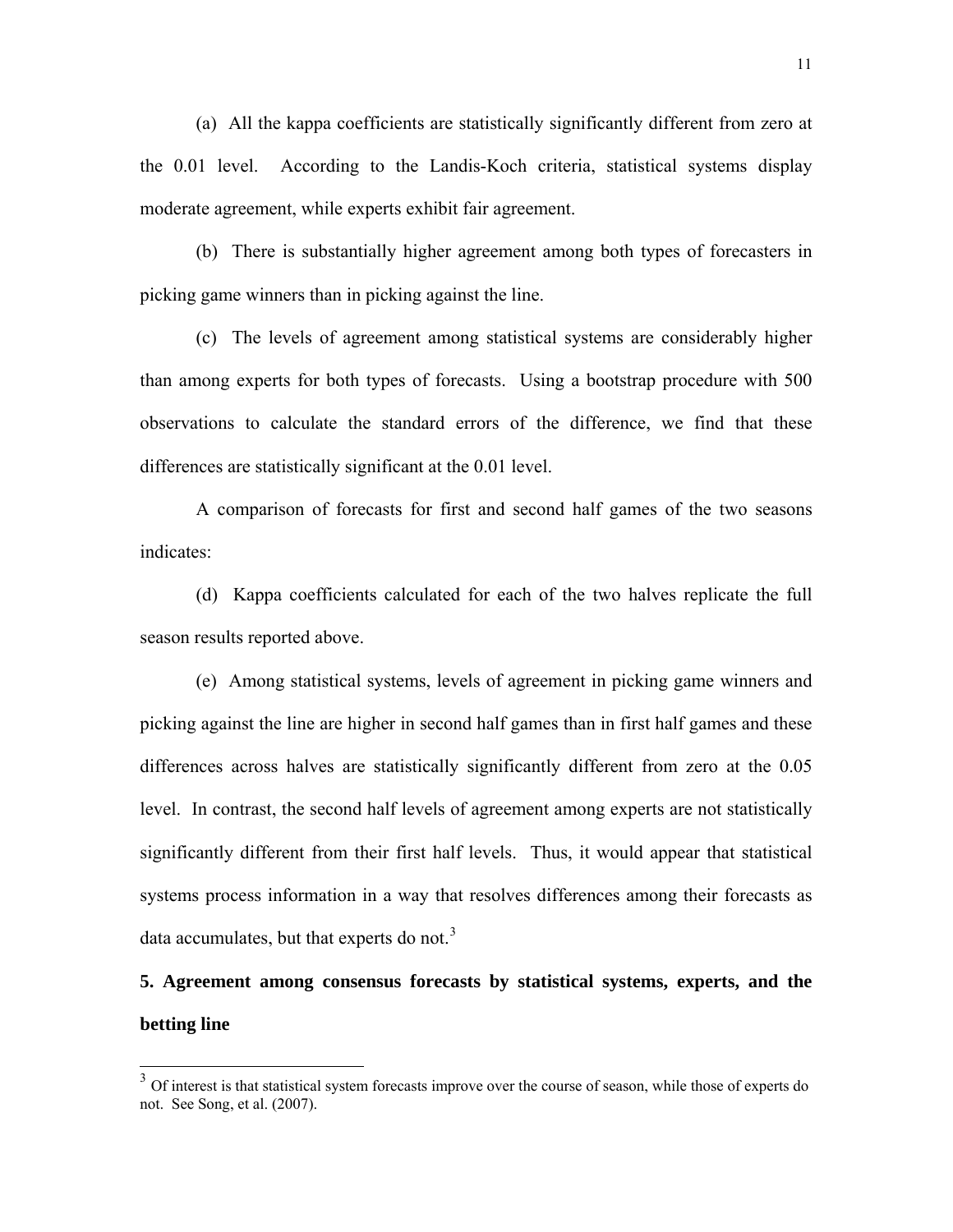(a) All the kappa coefficients are statistically significantly different from zero at the 0.01 level. According to the Landis-Koch criteria, statistical systems display moderate agreement, while experts exhibit fair agreement.

(b) There is substantially higher agreement among both types of forecasters in picking game winners than in picking against the line.

(c) The levels of agreement among statistical systems are considerably higher than among experts for both types of forecasts. Using a bootstrap procedure with 500 observations to calculate the standard errors of the difference, we find that these differences are statistically significant at the 0.01 level.

A comparison of forecasts for first and second half games of the two seasons indicates:

(d) Kappa coefficients calculated for each of the two halves replicate the full season results reported above.

(e) Among statistical systems, levels of agreement in picking game winners and picking against the line are higher in second half games than in first half games and these differences across halves are statistically significantly different from zero at the 0.05 level. In contrast, the second half levels of agreement among experts are not statistically significantly different from their first half levels. Thus, it would appear that statistical systems process information in a way that resolves differences among their forecasts as data accumulates, but that experts do not.[3]

## 5. Agreement among consensus forecasts by statistical systems, experts, and the betting line

[3] Of interest is that statistical system forecasts improve over the course of season, while those of experts do not. See Song, et al. (2007).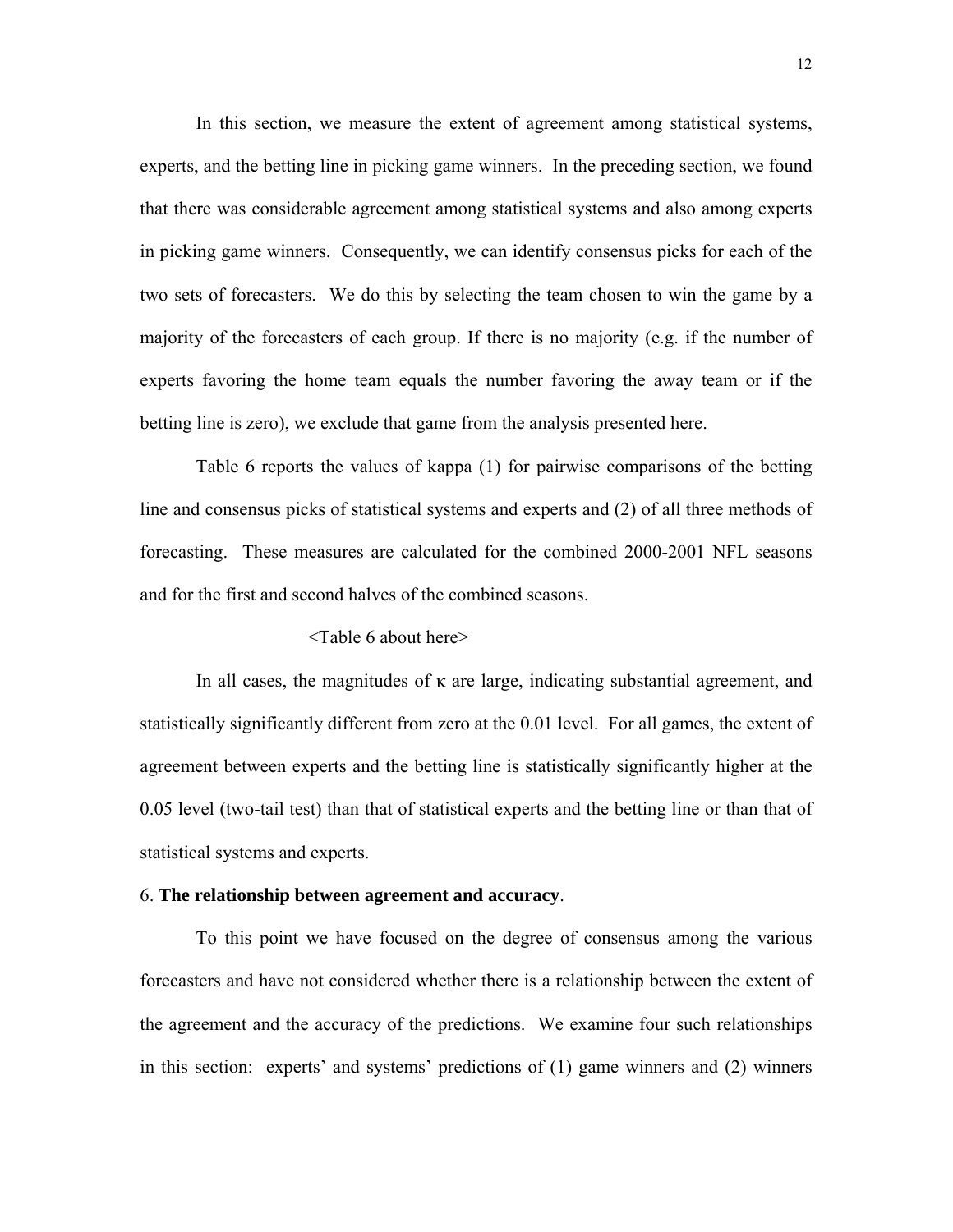In this section, we measure the extent of agreement among statistical systems, experts, and the betting line in picking game winners. In the preceding section, we found that there was considerable agreement among statistical systems and also among experts in picking game winners. Consequently, we can identify consensus picks for each of the two sets of forecasters. We do this by selecting the team chosen to win the game by a majority of the forecasters of each group. If there is no majority (e.g. if the number of experts favoring the home team equals the number favoring the away team or if the betting line is zero), we exclude that game from the analysis presented here.

Table 6 reports the values of kappa (1) for pairwise comparisons of the betting line and consensus picks of statistical systems and experts and (2) of all three methods of forecasting. These measures are calculated for the combined 2000-2001 NFL seasons and for the first and second halves of the combined seasons.

<Table 6 about here>

In all cases, the magnitudes of $\kappa$ are large, indicating substantial agreement, and statistically significantly different from zero at the 0.01 level. For all games, the extent of agreement between experts and the betting line is statistically significantly higher at the 0.05 level (two-tail test) than that of statistical experts and the betting line or than that of statistical systems and experts.

## 6. **The relationship between agreement and accuracy**.

To this point we have focused on the degree of consensus among the various forecasters and have not considered whether there is a relationship between the extent of the agreement and the accuracy of the predictions. We examine four such relationships in this section: experts' and systems' predictions of (1) game winners and (2) winners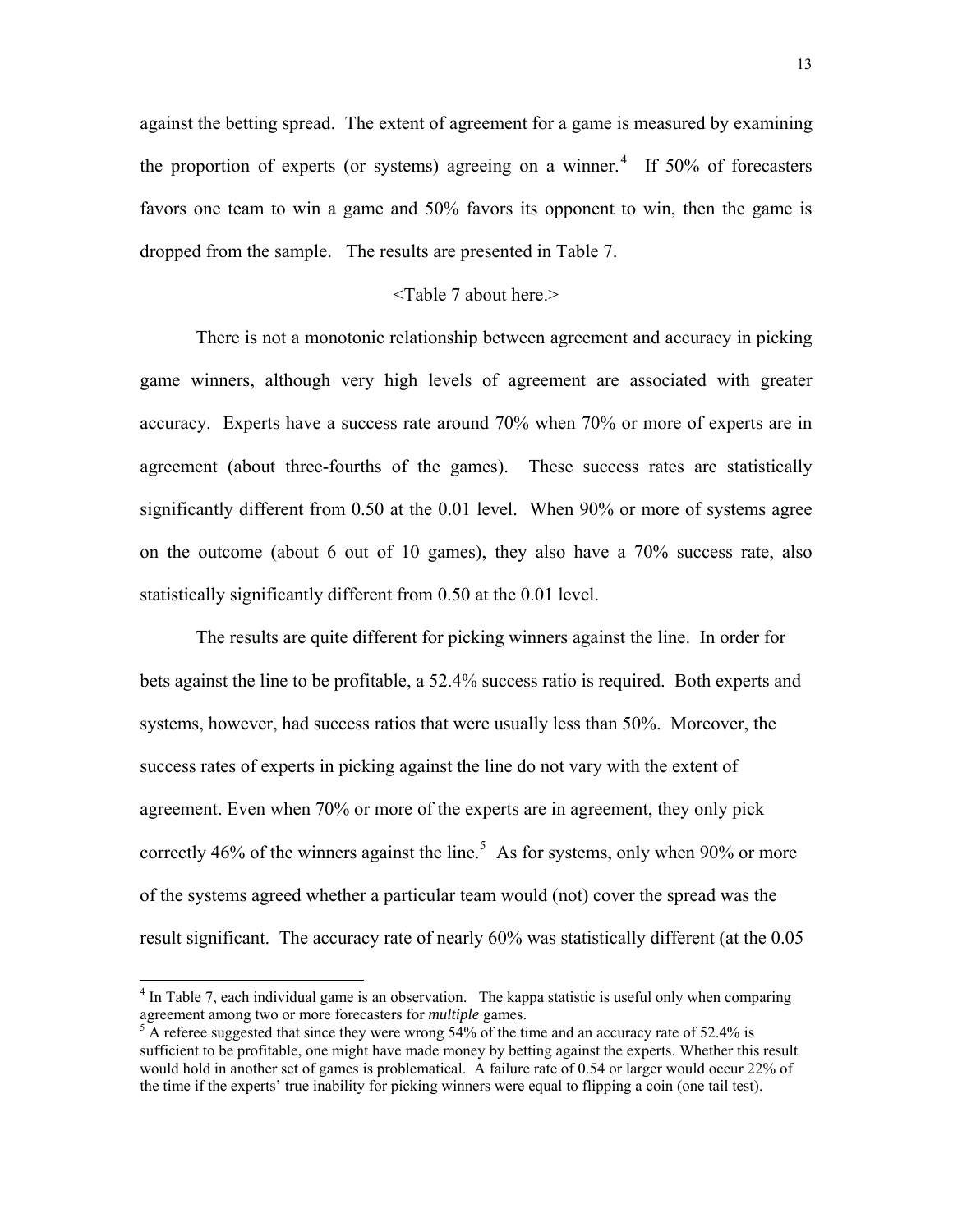against the betting spread. The extent of agreement for a game is measured by examining the proportion of experts (or systems) agreeing on a winner.[4] If 50% of forecasters favors one team to win a game and 50% favors its opponent to win, then the game is dropped from the sample. The results are presented in Table 7.

<Table 7 about here.>

There is not a monotonic relationship between agreement and accuracy in picking game winners, although very high levels of agreement are associated with greater accuracy. Experts have a success rate around 70% when 70% or more of experts are in agreement (about three-fourths of the games). These success rates are statistically significantly different from 0.50 at the 0.01 level. When 90% or more of systems agree on the outcome (about 6 out of 10 games), they also have a 70% success rate, also statistically significantly different from 0.50 at the 0.01 level.

The results are quite different for picking winners against the line. In order for bets against the line to be profitable, a 52.4% success ratio is required. Both experts and systems, however, had success ratios that were usually less than 50%. Moreover, the success rates of experts in picking against the line do not vary with the extent of agreement. Even when 70% or more of the experts are in agreement, they only pick correctly 46% of the winners against the line.[5] As for systems, only when 90% or more of the systems agreed whether a particular team would (not) cover the spread was the result significant. The accuracy rate of nearly 60% was statistically different (at the 0.05

---

[4] In Table 7, each individual game is an observation. The kappa statistic is useful only when comparing agreement among two or more forecasters for *multiple* games.

[5] A referee suggested that since they were wrong 54% of the time and an accuracy rate of 52.4% is sufficient to be profitable, one might have made money by betting against the experts. Whether this result would hold in another set of games is problematical. A failure rate of 0.54 or larger would occur 22% of the time if the experts' true inability for picking winners were equal to flipping a coin (one tail test).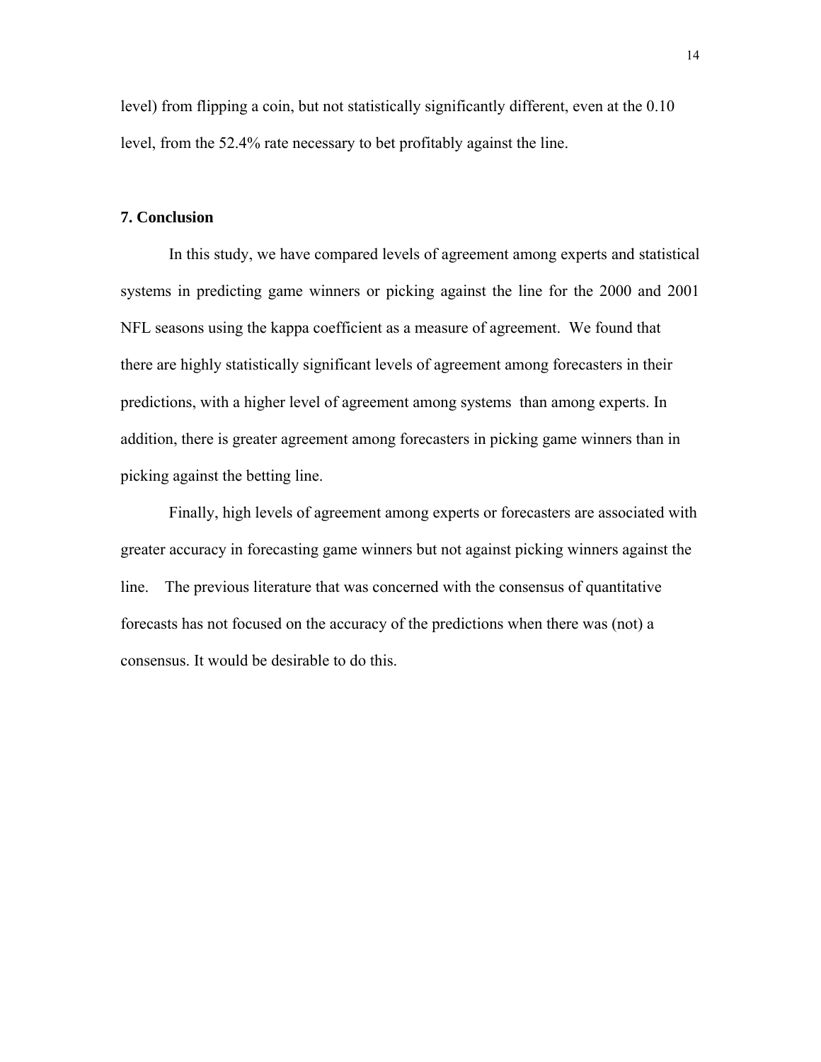level) from flipping a coin, but not statistically significantly different, even at the 0.10 level, from the 52.4% rate necessary to bet profitably against the line.

## 7. Conclusion

In this study, we have compared levels of agreement among experts and statistical systems in predicting game winners or picking against the line for the 2000 and 2001 NFL seasons using the kappa coefficient as a measure of agreement. We found that there are highly statistically significant levels of agreement among forecasters in their predictions, with a higher level of agreement among systems than among experts. In addition, there is greater agreement among forecasters in picking game winners than in picking against the betting line.

Finally, high levels of agreement among experts or forecasters are associated with greater accuracy in forecasting game winners but not against picking winners against the line. The previous literature that was concerned with the consensus of quantitative forecasts has not focused on the accuracy of the predictions when there was (not) a consensus. It would be desirable to do this.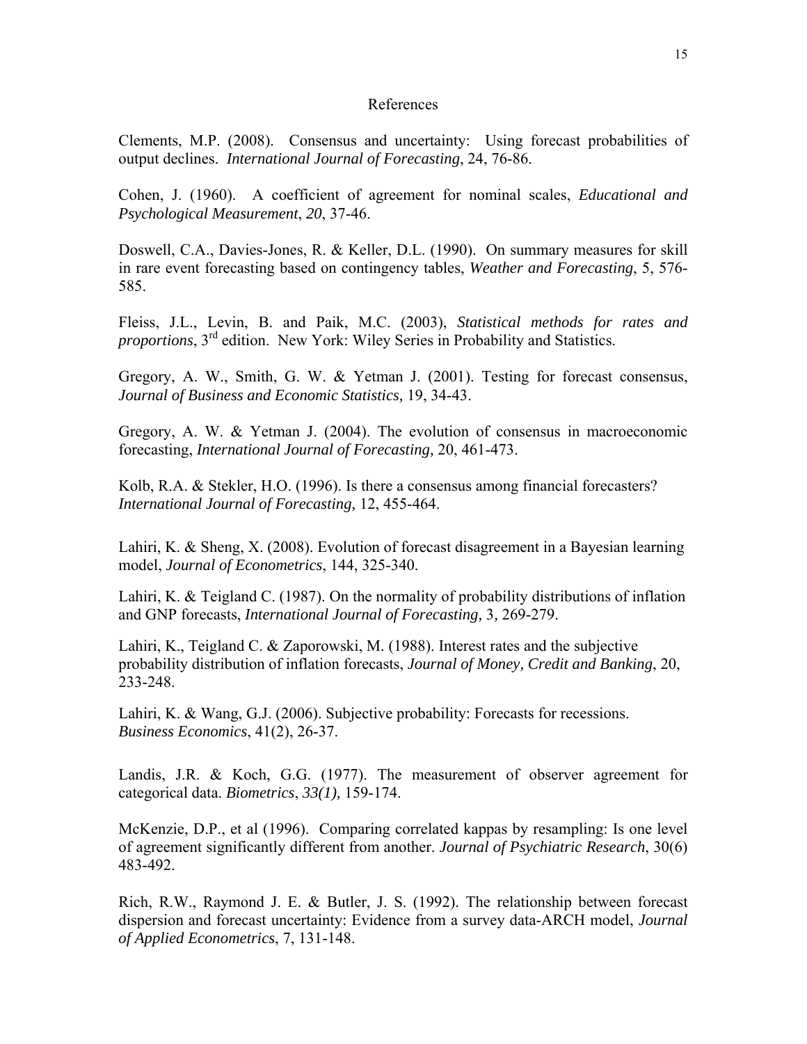## References

Clements, M.P. (2008). Consensus and uncertainty: Using forecast probabilities of output declines. *International Journal of Forecasting*, 24, 76-86.

Cohen, J. (1960). A coefficient of agreement for nominal scales, *Educational and Psychological Measurement*, *20*, 37-46.

Doswell, C.A., Davies-Jones, R. & Keller, D.L. (1990). On summary measures for skill in rare event forecasting based on contingency tables, *Weather and Forecasting*, 5, 576-585.

Fleiss, J.L., Levin, B. and Paik, M.C. (2003), *Statistical methods for rates and proportions*, 3rd edition. New York: Wiley Series in Probability and Statistics.

Gregory, A. W., Smith, G. W. & Yetman J. (2001). Testing for forecast consensus, *Journal of Business and Economic Statistics,* 19, 34-43.

Gregory, A. W. & Yetman J. (2004). The evolution of consensus in macroeconomic forecasting, *International Journal of Forecasting,* 20, 461-473.

Kolb, R.A. & Stekler, H.O. (1996). Is there a consensus among financial forecasters? *International Journal of Forecasting,* 12, 455-464.

Lahiri, K. & Sheng, X. (2008). Evolution of forecast disagreement in a Bayesian learning model, *Journal of Econometrics*, 144, 325-340.

Lahiri, K. & Teigland C. (1987). On the normality of probability distributions of inflation and GNP forecasts, *International Journal of Forecasting,* 3*,* 269-279.

Lahiri, K., Teigland C. & Zaporowski, M. (1988). Interest rates and the subjective probability distribution of inflation forecasts, *Journal of Money, Credit and Banking*, 20, 233-248.

Lahiri, K. & Wang, G.J. (2006). Subjective probability: Forecasts for recessions. *Business Economics*, 41(2), 26-37.

Landis, J.R. & Koch, G.G. (1977). The measurement of observer agreement for categorical data. *Biometrics*, *33(1),* 159-174.

McKenzie, D.P., et al (1996). Comparing correlated kappas by resampling: Is one level of agreement significantly different from another. *Journal of Psychiatric Research*, 30(6) 483-492.

Rich, R.W., Raymond J. E. & Butler, J. S. (1992). The relationship between forecast dispersion and forecast uncertainty: Evidence from a survey data-ARCH model, *Journal of Applied Econometrics*, 7, 131-148.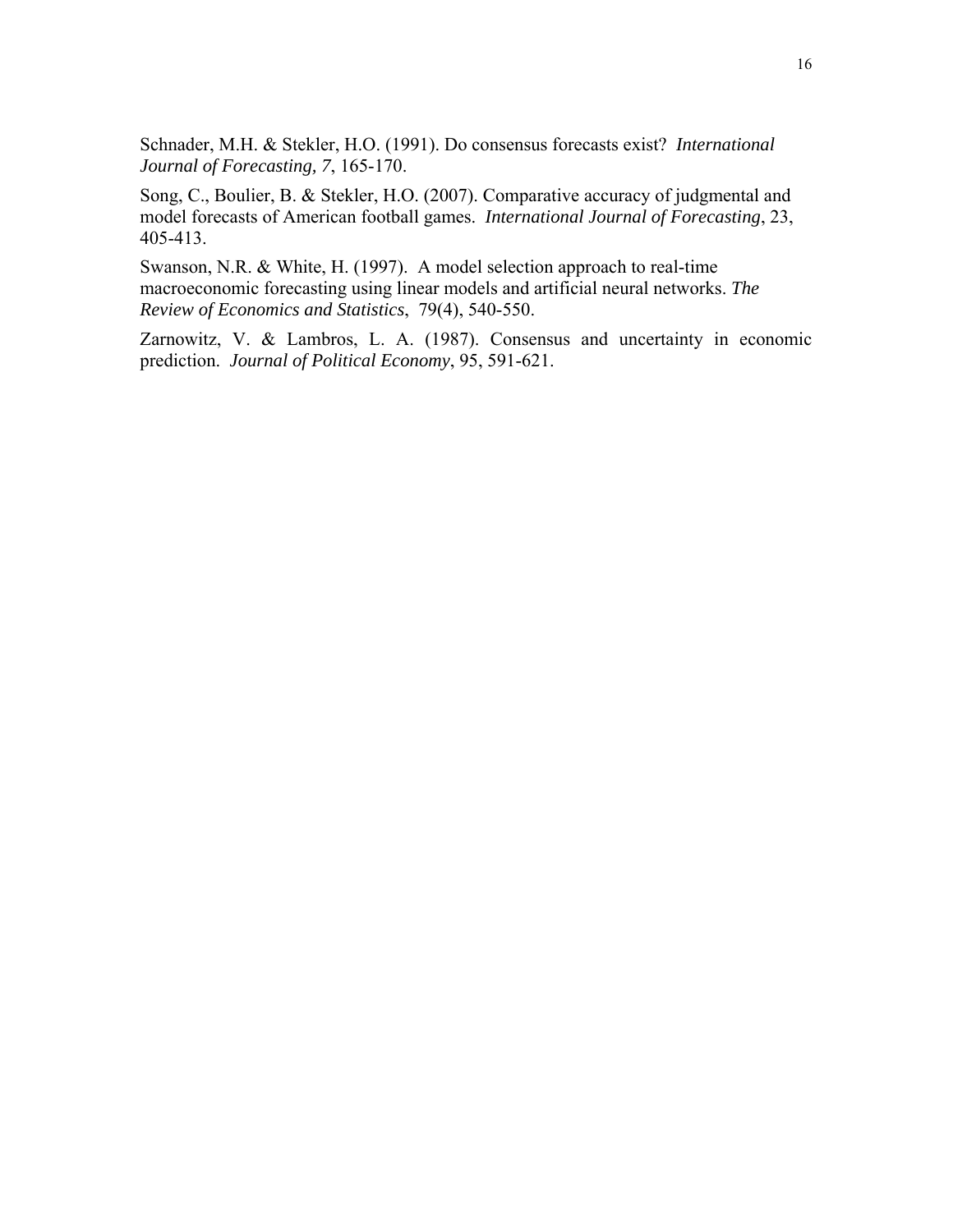Schnader, M.H. & Stekler, H.O. (1991). Do consensus forecasts exist? *International Journal of Forecasting, 7*, 165-170.

Song, C., Boulier, B. & Stekler, H.O. (2007). Comparative accuracy of judgmental and model forecasts of American football games. *International Journal of Forecasting*, 23, 405-413.

Swanson, N.R. & White, H. (1997). A model selection approach to real-time macroeconomic forecasting using linear models and artificial neural networks. *The Review of Economics and Statistics*, 79(4), 540-550.

Zarnowitz, V. & Lambros, L. A. (1987). Consensus and uncertainty in economic prediction. *Journal of Political Economy*, 95, 591-621.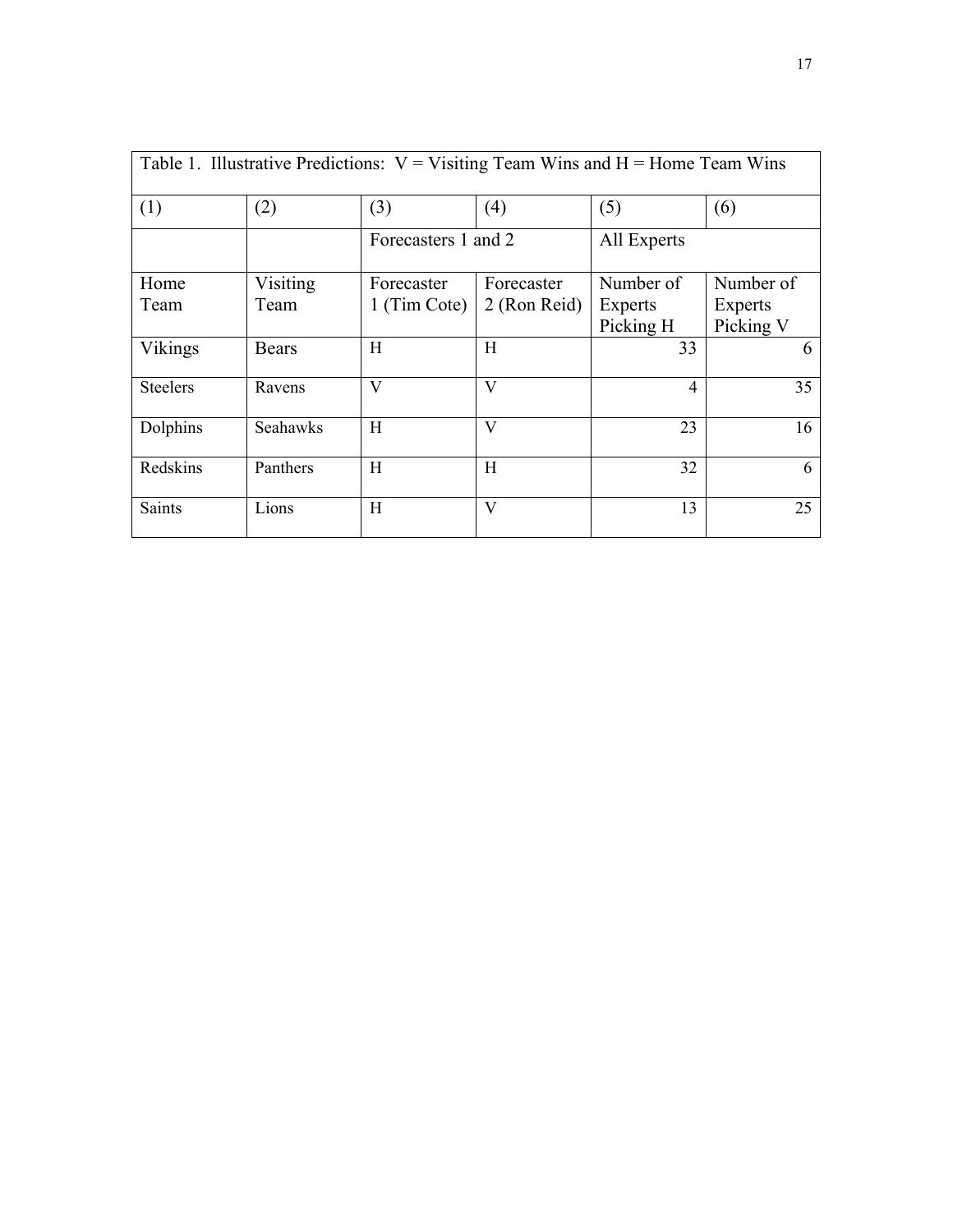Table 1. Illustrative Predictions: V = Visiting Team Wins and H = Home Team Wins

| (1) | (2) | (3) | (4) | (5) | (6) |
|---|---|---|---|---|---|
| | | Forecasters 1 and 2 | | All Experts | |
| Home Team | Visiting Team | Forecaster 1 (Tim Cote) | Forecaster 2 (Ron Reid) | Number of Experts Picking H | Number of Experts Picking V |
| Vikings | Bears | H | H | 33 | 6 |
| Steelers | Ravens | V | V | 4 | 35 |
| Dolphins | Seahawks | H | V | 23 | 16 |
| Redskins | Panthers | H | H | 32 | 6 |
| Saints | Lions | H | V | 13 | 25 |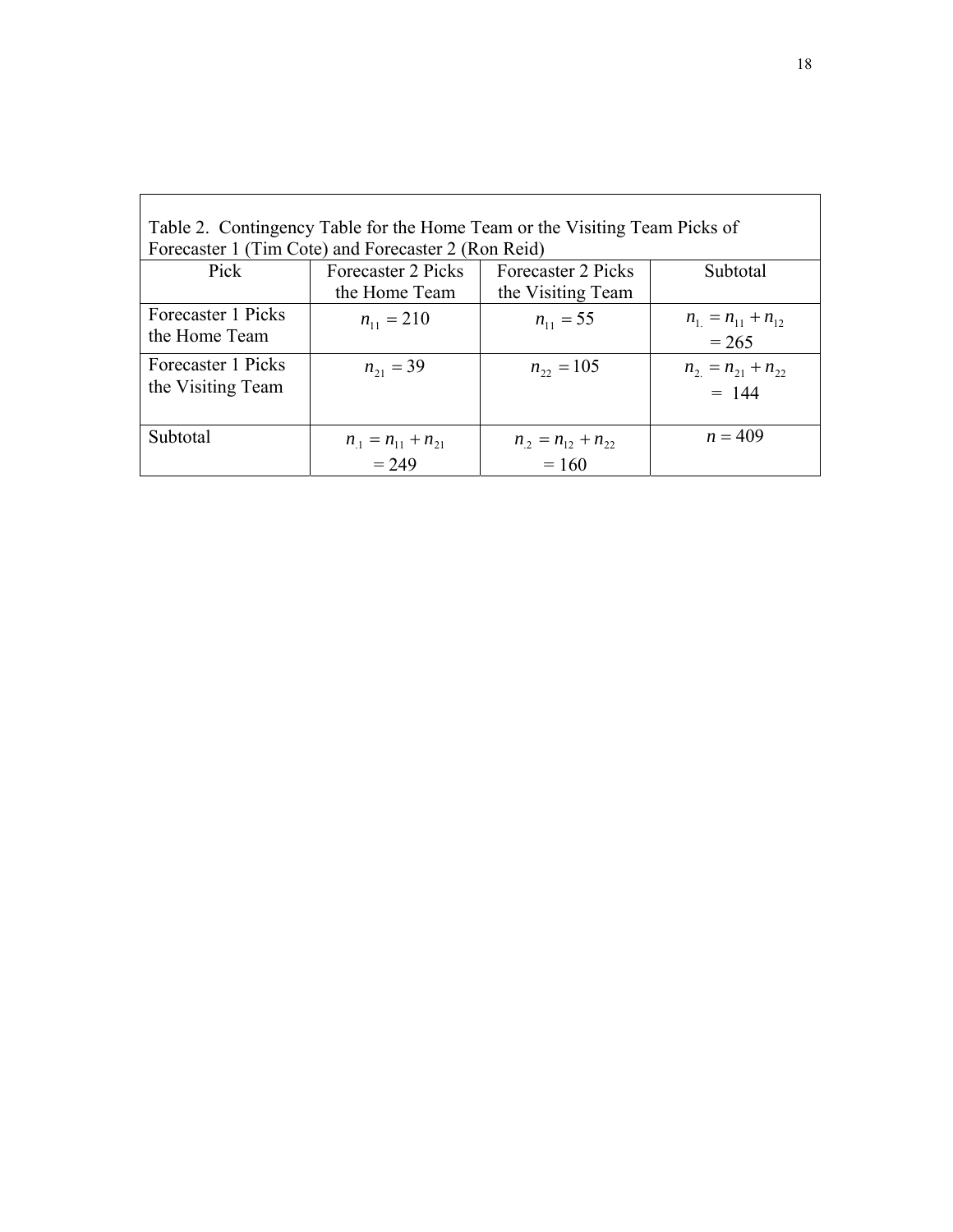Table 2. Contingency Table for the Home Team or the Visiting Team Picks of Forecaster 1 (Tim Cote) and Forecaster 2 (Ron Reid)

| Pick | Forecaster 2 Picks the Home Team | Forecaster 2 Picks the Visiting Team | Subtotal |
|---|---|---|---|
| Forecaster 1 Picks the Home Team | $n_{11} = 210$ | $n_{11} = 55$ | $n_{1.} = n_{11} + n_{12}$ $= 265$ |
| Forecaster 1 Picks the Visiting Team | $n_{21} = 39$ | $n_{22} = 105$ | $n_{2.} = n_{21} + n_{22}$ $= 144$ |
| Subtotal | $n_{.1} = n_{11} + n_{21}$ $= 249$ | $n_{.2} = n_{12} + n_{22}$ $= 160$ | $n = 409$ |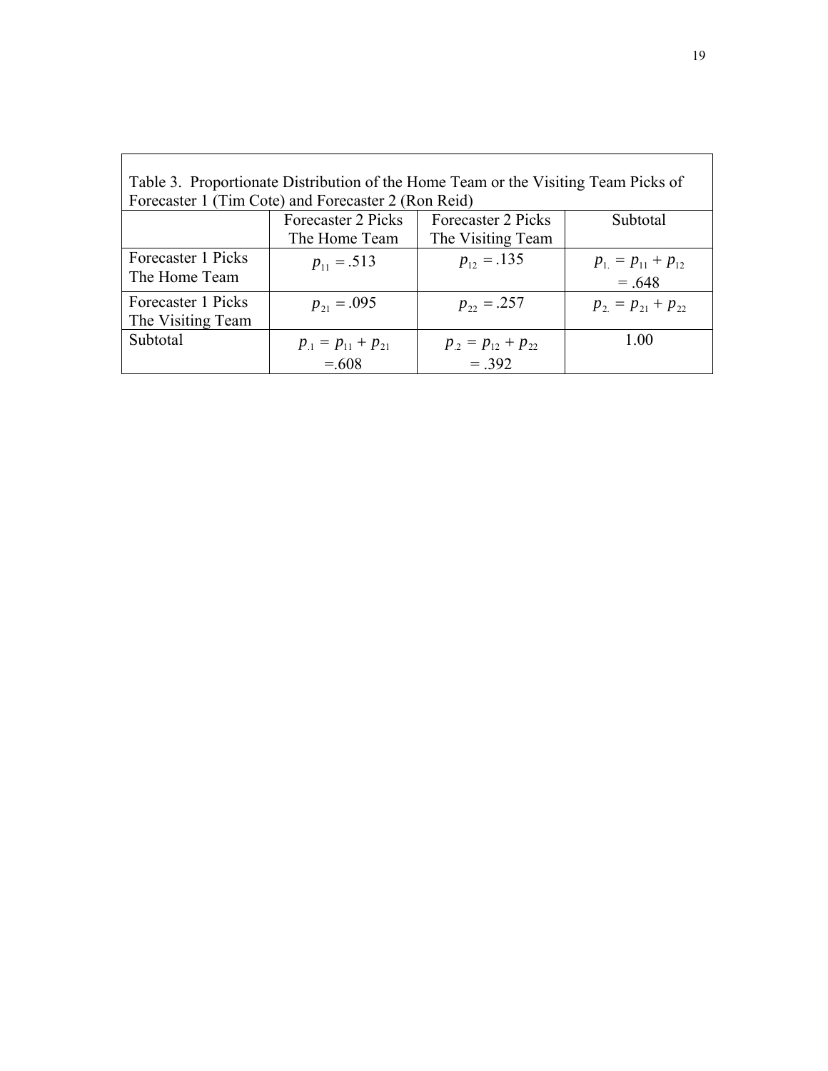Table 3. Proportionate Distribution of the Home Team or the Visiting Team Picks of Forecaster 1 (Tim Cote) and Forecaster 2 (Ron Reid)

| | Forecaster 2 Picks The Home Team | Forecaster 2 Picks The Visiting Team | Subtotal |
|---|---|---|---|
| Forecaster 1 Picks The Home Team | $p_{11} = .513$ | $p_{12} = .135$ | $p_{1.} = p_{11} + p_{12} = .648$ |
| Forecaster 1 Picks The Visiting Team | $p_{21} = .095$ | $p_{22} = .257$ | $p_{2.} = p_{21} + p_{22}$ |
| Subtotal | $p_{.1} = p_{11} + p_{21} = .608$ | $p_{.2} = p_{12} + p_{22} = .392$ | 1.00 |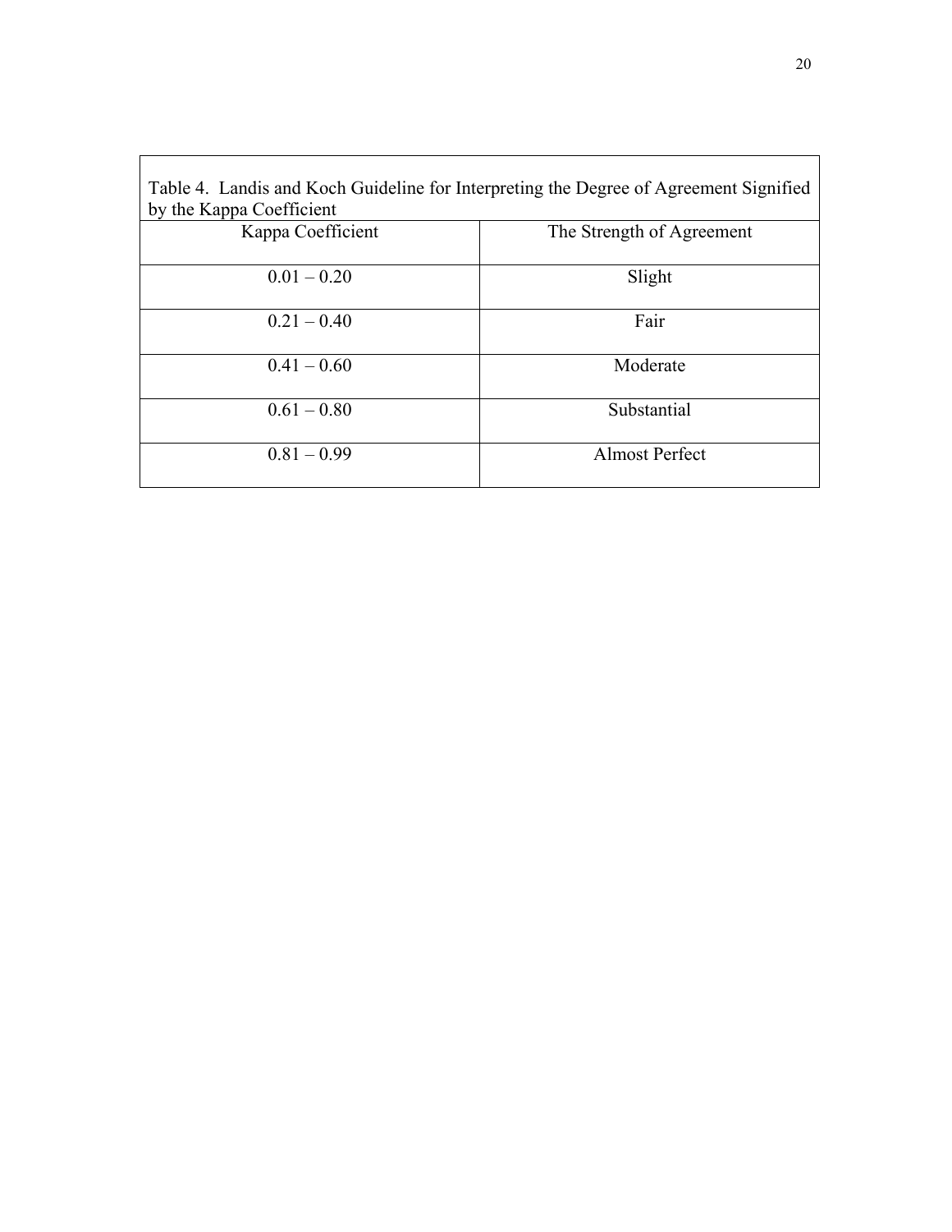Table 4. Landis and Koch Guideline for Interpreting the Degree of Agreement Signified by the Kappa Coefficient

| Kappa Coefficient | The Strength of Agreement |
|---|---|
| 0.01 – 0.20 | Slight |
| 0.21 – 0.40 | Fair |
| 0.41 – 0.60 | Moderate |
| 0.61 – 0.80 | Substantial |
| 0.81 – 0.99 | Almost Perfect |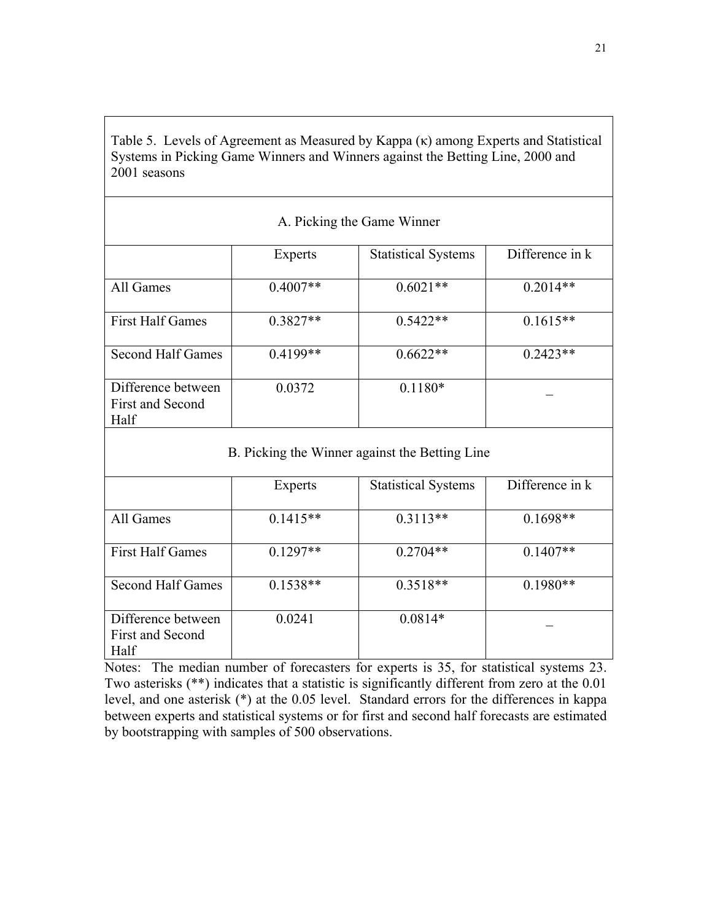Table 5. Levels of Agreement as Measured by Kappa (κ) among Experts and Statistical Systems in Picking Game Winners and Winners against the Betting Line, 2000 and 2001 seasons

| A. Picking the Game Winner | | | |
|---|---|---|---|
| | Experts | Statistical Systems | Difference in k |
| All Games | 0.4007** | 0.6021** | 0.2014** |
| First Half Games | 0.3827** | 0.5422** | 0.1615** |
| Second Half Games | 0.4199** | 0.6622** | 0.2423** |
| Difference between First and Second Half | 0.0372 | 0.1180* | _ |
| **B. Picking the Winner against the Betting Line** | | | |
| | Experts | Statistical Systems | Difference in k |
| All Games | 0.1415** | 0.3113** | 0.1698** |
| First Half Games | 0.1297** | 0.2704** | 0.1407** |
| Second Half Games | 0.1538** | 0.3518** | 0.1980** |
| Difference between First and Second Half | 0.0241 | 0.0814* | _ |

Notes: The median number of forecasters for experts is 35, for statistical systems 23. Two asterisks (**) indicates that a statistic is significantly different from zero at the 0.01 level, and one asterisk (*) at the 0.05 level. Standard errors for the differences in kappa between experts and statistical systems or for first and second half forecasts are estimated by bootstrapping with samples of 500 observations.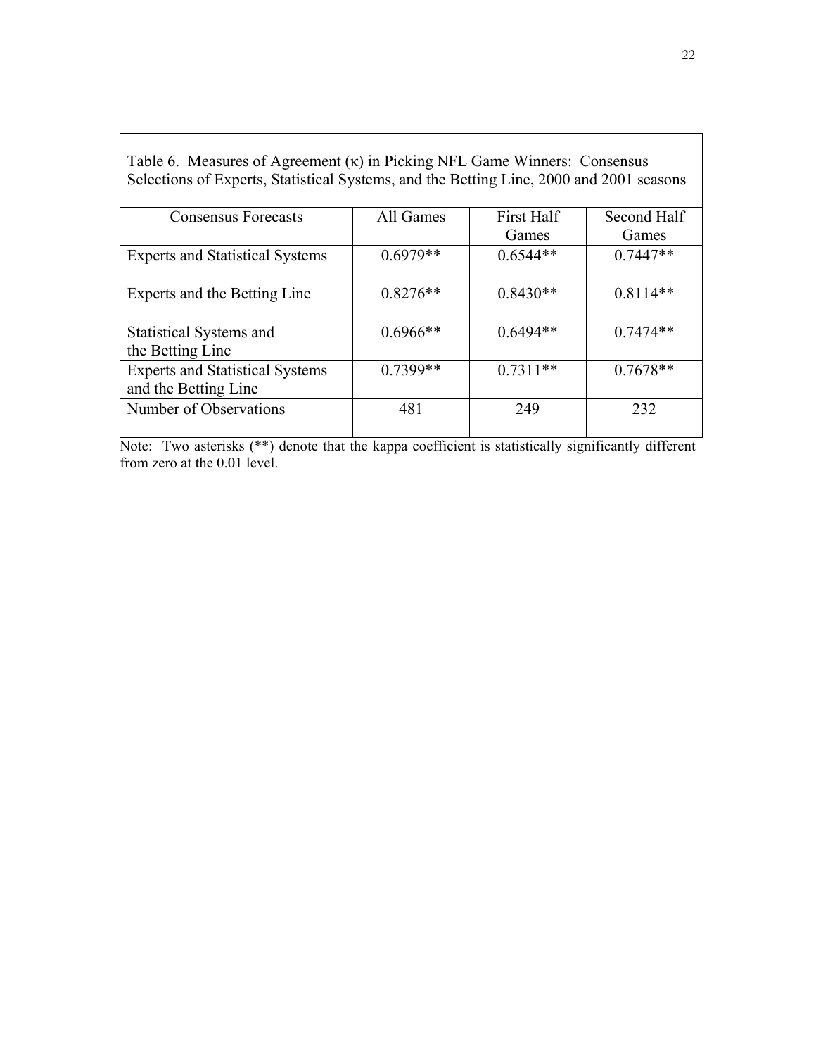Table 6. Measures of Agreement (κ) in Picking NFL Game Winners: Consensus Selections of Experts, Statistical Systems, and the Betting Line, 2000 and 2001 seasons

| Consensus Forecasts | All Games | First Half Games | Second Half Games |
|---|---|---|---|
| Experts and Statistical Systems | 0.6979** | 0.6544** | 0.7447** |
| Experts and the Betting Line | 0.8276** | 0.8430** | 0.8114** |
| Statistical Systems and the Betting Line | 0.6966** | 0.6494** | 0.7474** |
| Experts and Statistical Systems and the Betting Line | 0.7399** | 0.7311** | 0.7678** |
| Number of Observations | 481 | 249 | 232 |

Note: Two asterisks (**) denote that the kappa coefficient is statistically significantly different from zero at the 0.01 level.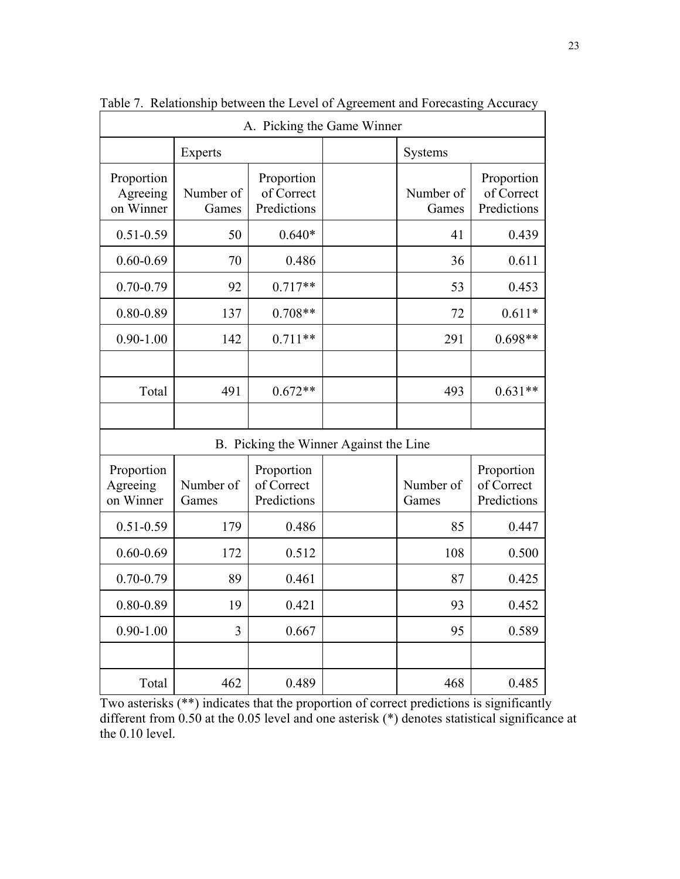Table 7. Relationship between the Level of Agreement and Forecasting Accuracy

| A. Picking the Game Winner | | | | | |
|---|---|---|---|---|---|
| | Experts | | | Systems | |
| Proportion Agreeing on Winner | Number of Games | Proportion of Correct Predictions | | Number of Games | Proportion of Correct Predictions |
| 0.51-0.59 | 50 | 0.640* | | 41 | 0.439 |
| 0.60-0.69 | 70 | 0.486 | | 36 | 0.611 |
| 0.70-0.79 | 92 | 0.717** | | 53 | 0.453 |
| 0.80-0.89 | 137 | 0.708** | | 72 | 0.611* |
| 0.90-1.00 | 142 | 0.711** | | 291 | 0.698** |
| | | | | | |
| Total | 491 | 0.672** | | 493 | 0.631** |
| | | | | | |
| B. Picking the Winner Against the Line | | | | | |
| Proportion Agreeing on Winner | Number of Games | Proportion of Correct Predictions | | Number of Games | Proportion of Correct Predictions |
| 0.51-0.59 | 179 | 0.486 | | 85 | 0.447 |
| 0.60-0.69 | 172 | 0.512 | | 108 | 0.500 |
| 0.70-0.79 | 89 | 0.461 | | 87 | 0.425 |
| 0.80-0.89 | 19 | 0.421 | | 93 | 0.452 |
| 0.90-1.00 | 3 | 0.667 | | 95 | 0.589 |
| | | | | | |
| Total | 462 | 0.489 | | 468 | 0.485 |

Two asterisks (**) indicates that the proportion of correct predictions is significantly different from 0.50 at the 0.05 level and one asterisk (*) denotes statistical significance at the 0.10 level.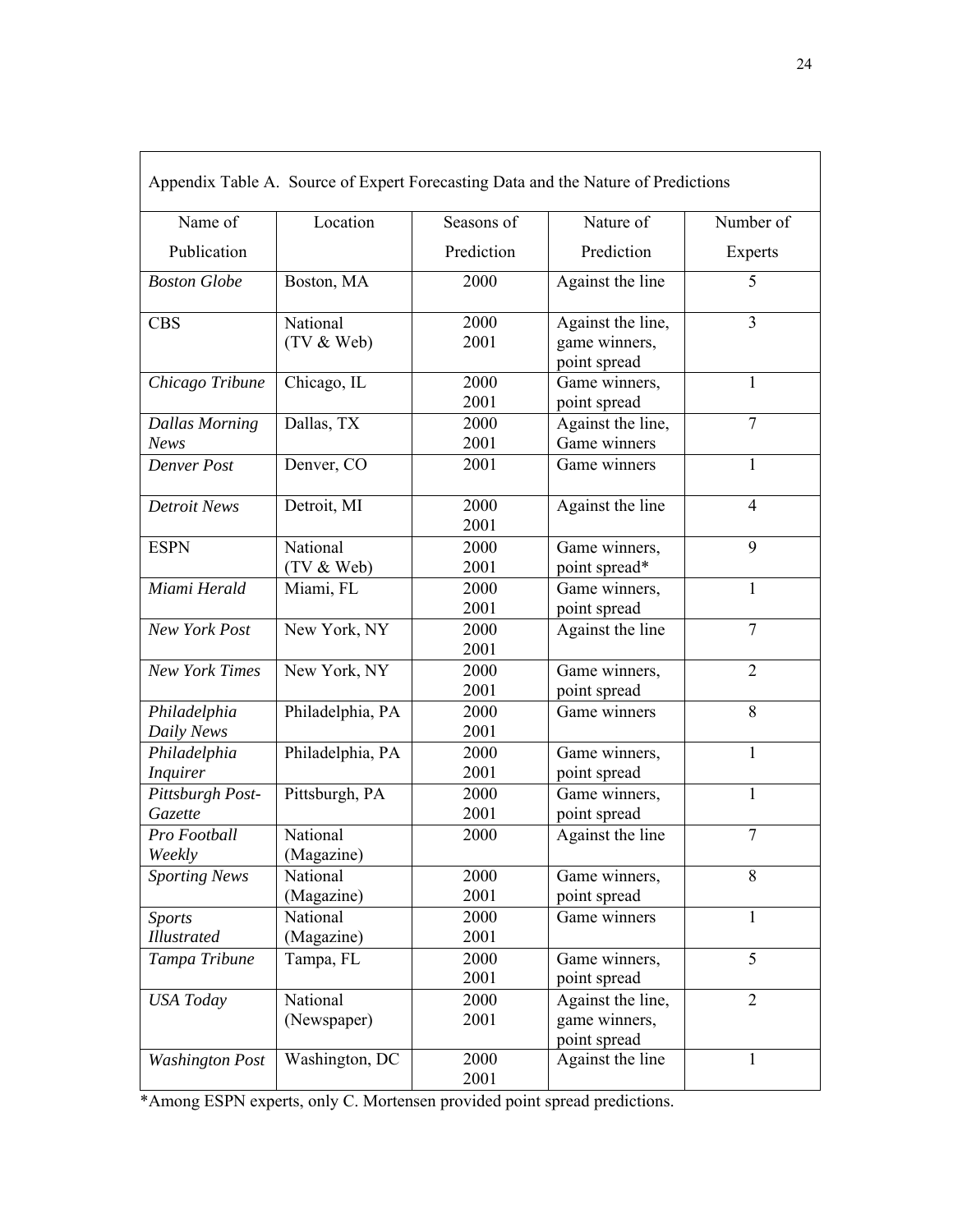Appendix Table A. Source of Expert Forecasting Data and the Nature of Predictions

| Name of Publication | Location | Seasons of Prediction | Nature of Prediction | Number of Experts |
|---|---|---|---|---|
| *Boston Globe* | Boston, MA | 2000 | Against the line | 5 |
| CBS | National (TV & Web) | 2000 2001 | Against the line, game winners, point spread | 3 |
| *Chicago Tribune* | Chicago, IL | 2000 2001 | Game winners, point spread | 1 |
| *Dallas Morning News* | Dallas, TX | 2000 2001 | Against the line, Game winners | 7 |
| *Denver Post* | Denver, CO | 2001 | Game winners | 1 |
| *Detroit News* | Detroit, MI | 2000 2001 | Against the line | 4 |
| ESPN | National (TV & Web) | 2000 2001 | Game winners, point spread* | 9 |
| *Miami Herald* | Miami, FL | 2000 2001 | Game winners, point spread | 1 |
| *New York Post* | New York, NY | 2000 2001 | Against the line | 7 |
| *New York Times* | New York, NY | 2000 2001 | Game winners, point spread | 2 |
| *Philadelphia Daily News* | Philadelphia, PA | 2000 2001 | Game winners | 8 |
| *Philadelphia Inquirer* | Philadelphia, PA | 2000 2001 | Game winners, point spread | 1 |
| *Pittsburgh Post-Gazette* | Pittsburgh, PA | 2000 2001 | Game winners, point spread | 1 |
| *Pro Football Weekly* | National (Magazine) | 2000 | Against the line | 7 |
| *Sporting News* | National (Magazine) | 2000 2001 | Game winners, point spread | 8 |
| *Sports Illustrated* | National (Magazine) | 2000 2001 | Game winners | 1 |
| *Tampa Tribune* | Tampa, FL | 2000 2001 | Game winners, point spread | 5 |
| *USA Today* | National (Newspaper) | 2000 2001 | Against the line, game winners, point spread | 2 |
| *Washington Post* | Washington, DC | 2000 2001 | Against the line | 1 |

*Among ESPN experts, only C. Mortensen provided point spread predictions.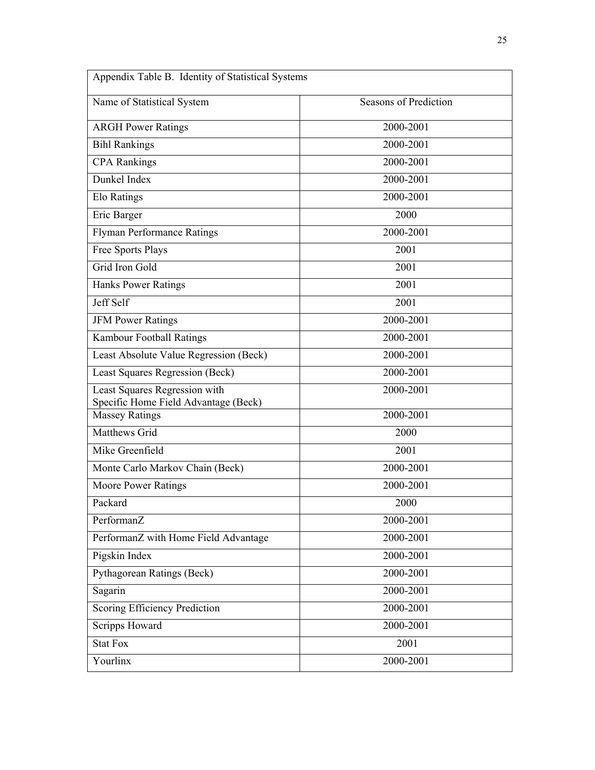Appendix Table B. Identity of Statistical Systems

| Name of Statistical System | Seasons of Prediction |
|---|---|
| ARGH Power Ratings | 2000-2001 |
| Bihl Rankings | 2000-2001 |
| CPA Rankings | 2000-2001 |
| Dunkel Index | 2000-2001 |
| Elo Ratings | 2000-2001 |
| Eric Barger | 2000 |
| Flyman Performance Ratings | 2000-2001 |
| Free Sports Plays | 2001 |
| Grid Iron Gold | 2001 |
| Hanks Power Ratings | 2001 |
| Jeff Self | 2001 |
| JFM Power Ratings | 2000-2001 |
| Kambour Football Ratings | 2000-2001 |
| Least Absolute Value Regression (Beck) | 2000-2001 |
| Least Squares Regression (Beck) | 2000-2001 |
| Least Squares Regression with Specific Home Field Advantage (Beck) | 2000-2001 |
| Massey Ratings | 2000-2001 |
| Matthews Grid | 2000 |
| Mike Greenfield | 2001 |
| Monte Carlo Markov Chain (Beck) | 2000-2001 |
| Moore Power Ratings | 2000-2001 |
| Packard | 2000 |
| PerformanZ | 2000-2001 |
| PerformanZ with Home Field Advantage | 2000-2001 |
| Pigskin Index | 2000-2001 |
| Pythagorean Ratings (Beck) | 2000-2001 |
| Sagarin | 2000-2001 |
| Scoring Efficiency Prediction | 2000-2001 |
| Scripps Howard | 2000-2001 |
| Stat Fox | 2001 |
| Yourlinx | 2000-2001 |